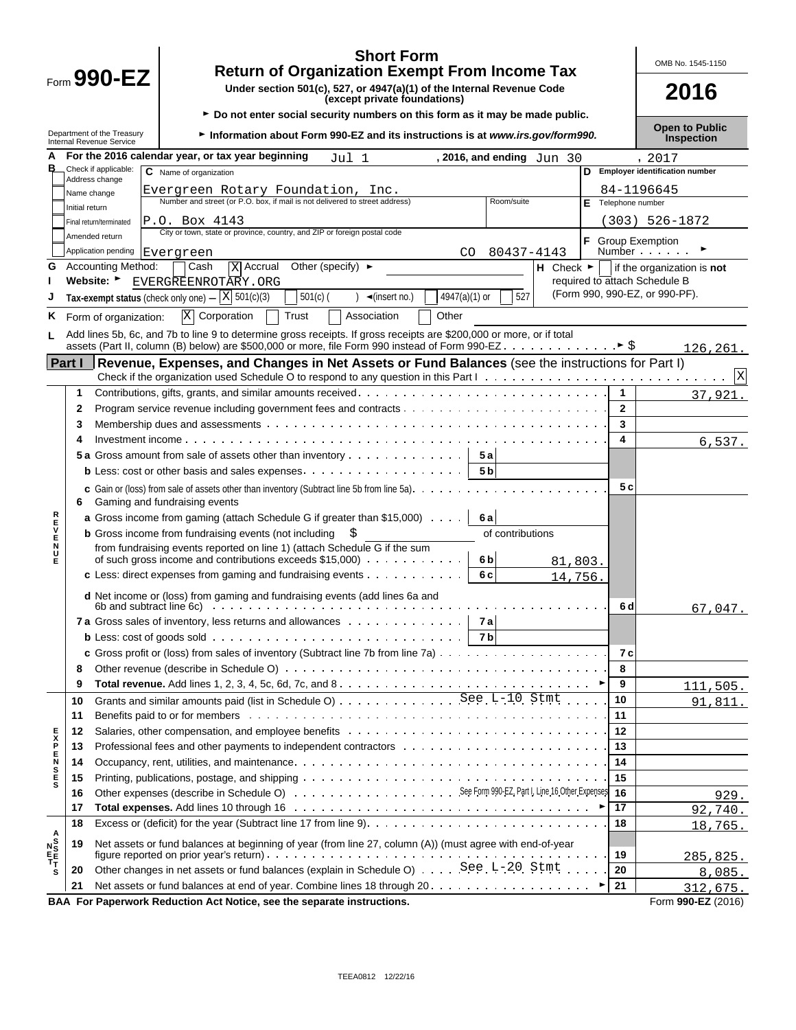# Form 990-EZ

## Short Form
## Return of Organization Exempt From Income Tax

**Under section 501(c), 527, or 4947(a)(1) of the Internal Revenue Code (except private foundations)**

► Do not enter social security numbers on this form as it may be made public.

► Information about Form 990-EZ and its instructions is at *www.irs.gov/form990.*

Department of the Treasury
Internal Revenue Service

OMB No. 1545-1150

**2016**

**Open to Public Inspection**

**A** For the 2016 calendar year, or tax year beginning Jul 1, 2016, and ending Jun 30, 2017

**B** Check if applicable:
- [ ] Address change
- [ ] Name change
- [ ] Initial return
- [ ] Final return/terminated
- [ ] Amended return
- [ ] Application pending

**C** Name of organization: Evergreen Rotary Foundation, Inc.

Number and street (or P.O. box, if mail is not delivered to street address): P.O. Box 4143 | Room/suite:

City or town, state or province, country, and ZIP or foreign postal code: Evergreen CO 80437-4143

**D** Employer identification number: 84-1196645

**E** Telephone number: (303) 526-1872

**F** Group Exemption Number ►

**G** Accounting Method: [ ] Cash [X] Accrual Other (specify) ►

**H** Check ► [ ] if the organization is **not** required to attach Schedule B (Form 990, 990-EZ, or 990-PF).

**I** Website: ► EVERGREENROTARY.ORG

**J** Tax-exempt status (check only one) — [X] 501(c)(3) [ ] 501(c) ( ) ◄(insert no.) [ ] 4947(a)(1) or [ ] 527

**K** Form of organization: [X] Corporation [ ] Trust [ ] Association [ ] Other

**L** Add lines 5b, 6c, and 7b to line 9 to determine gross receipts. If gross receipts are $200,000 or more, or if total assets (Part II, column (B) below) are $500,000 or more, file Form 990 instead of Form 990-EZ ► $ 126,261.

## Part I Revenue, Expenses, and Changes in Net Assets or Fund Balances (see the instructions for Part I)

Check if the organization used Schedule O to respond to any question in this Part I [X]

| | Line | Description | | | Line | Amount |
|---|---|---|---|---|---|---|
| REVENUE | 1 | Contributions, gifts, grants, and similar amounts received | | | 1 | 37,921. |
| | 2 | Program service revenue including government fees and contracts | | | 2 | |
| | 3 | Membership dues and assessments | | | 3 | |
| | 4 | Investment income | | | 4 | 6,537. |
| | 5a | Gross amount from sale of assets other than inventory | 5a | | | |
| | b | Less: cost or other basis and sales expenses | 5b | | | |
| | c | Gain or (loss) from sale of assets other than inventory (Subtract line 5b from line 5a) | | | 5c | |
| | 6 | Gaming and fundraising events | | | | |
| | a | Gross income from gaming (attach Schedule G if greater than $15,000) | 6a | | | |
| | b | Gross income from fundraising events (not including $ of contributions from fundraising events reported on line 1) (attach Schedule G if the sum of such gross income and contributions exceeds $15,000) | 6b | 81,803. | | |
| | c | Less: direct expenses from gaming and fundraising events | 6c | 14,756. | | |
| | d | Net income or (loss) from gaming and fundraising events (add lines 6a and 6b and subtract line 6c) | | | 6d | 67,047. |
| | 7a | Gross sales of inventory, less returns and allowances | 7a | | | |
| | b | Less: cost of goods sold | 7b | | | |
| | c | Gross profit or (loss) from sales of inventory (Subtract line 7b from line 7a) | | | 7c | |
| | 8 | Other revenue (describe in Schedule O) | | | 8 | |
| | 9 | **Total revenue.** Add lines 1, 2, 3, 4, 5c, 6d, 7c, and 8 ► | | | 9 | 111,505. |
| EXPENSES | 10 | Grants and similar amounts paid (list in Schedule O) See L-10 Stmt | | | 10 | 91,811. |
| | 11 | Benefits paid to or for members | | | 11 | |
| | 12 | Salaries, other compensation, and employee benefits | | | 12 | |
| | 13 | Professional fees and other payments to independent contractors | | | 13 | |
| | 14 | Occupancy, rent, utilities, and maintenance | | | 14 | |
| | 15 | Printing, publications, postage, and shipping | | | 15 | |
| | 16 | Other expenses (describe in Schedule O) See Form 990-EZ, Part I, Line 16 Other Expenses | | | 16 | 929. |
| | 17 | **Total expenses.** Add lines 10 through 16 ► | | | 17 | 92,740. |
| NET ASSETS | 18 | Excess or (deficit) for the year (Subtract line 17 from line 9) | | | 18 | 18,765. |
| | 19 | Net assets or fund balances at beginning of year (from line 27, column (A)) (must agree with end-of-year figure reported on prior year's return) | | | 19 | 285,825. |
| | 20 | Other changes in net assets or fund balances (explain in Schedule O) See L-20 Stmt | | | 20 | 8,085. |
| | 21 | Net assets or fund balances at end of year. Combine lines 18 through 20 ► | | | 21 | 312,675. |

**BAA For Paperwork Reduction Act Notice, see the separate instructions.** Form **990-EZ** (2016)

TEEA0812 12/22/16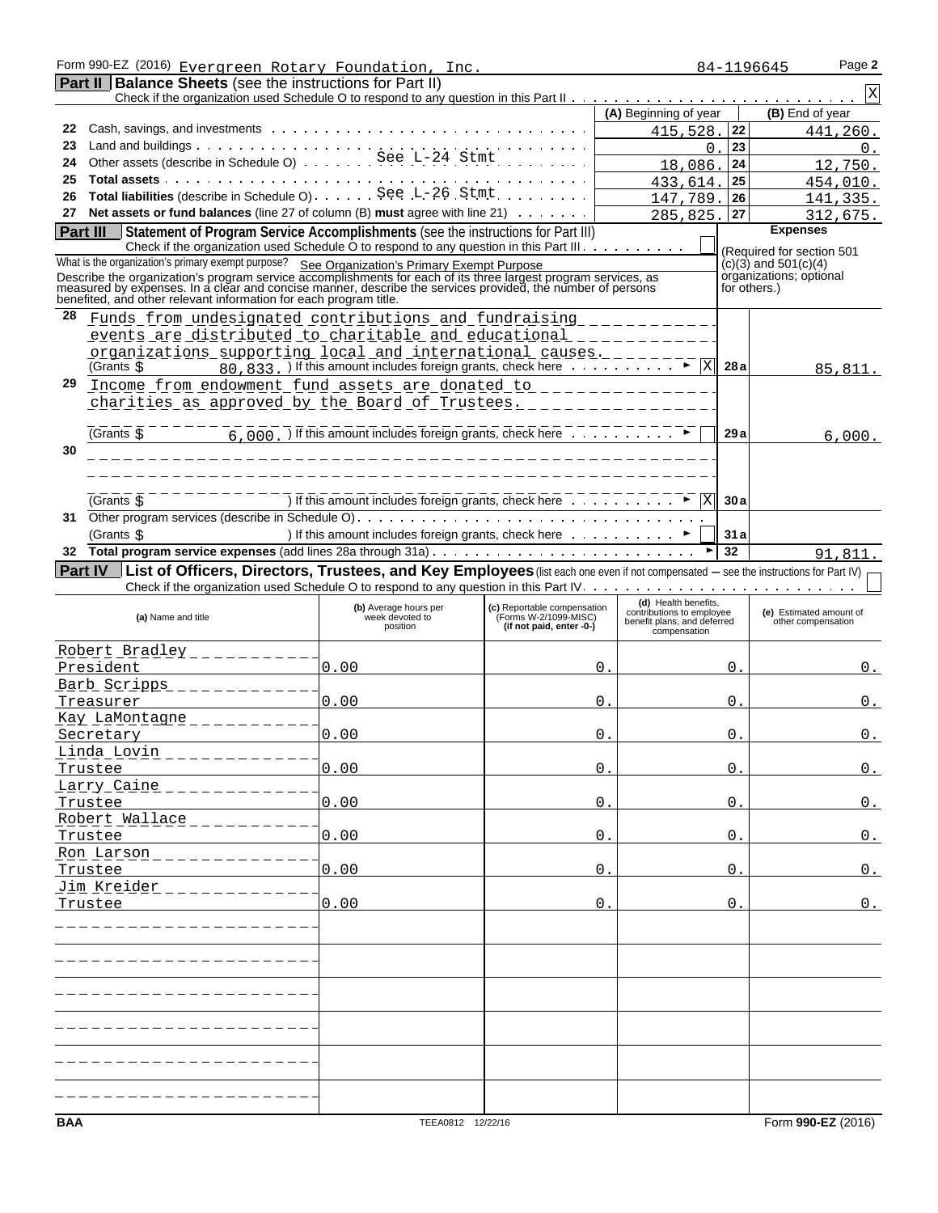Form 990-EZ (2016) Evergreen Rotary Foundation, Inc. 84-1196645 Page **2**

## Part II Balance Sheets (see the instructions for Part II)

Check if the organization used Schedule O to respond to any question in this Part II . . . [X]

| | | (A) Beginning of year | | (B) End of year |
|---|---|---|---|---|
| **22** | Cash, savings, and investments | 415,528. | 22 | 441,260. |
| **23** | Land and buildings | 0. | 23 | 0. |
| **24** | Other assets (describe in Schedule O) See L-24 Stmt | 18,086. | 24 | 12,750. |
| **25** | **Total assets** | 433,614. | 25 | 454,010. |
| **26** | **Total liabilities** (describe in Schedule O) See L-26 Stmt | 147,789. | 26 | 141,335. |
| **27** | **Net assets or fund balances** (line 27 of column (B) **must** agree with line 21) | 285,825. | 27 | 312,675. |

## Part III Statement of Program Service Accomplishments (see the instructions for Part III)

Check if the organization used Schedule O to respond to any question in this Part III [ ]

What is the organization's primary exempt purpose? See Organization's Primary Exempt Purpose

Describe the organization's program service accomplishments for each of its three largest program services, as measured by expenses. In a clear and concise manner, describe the services provided, the number of persons benefited, and other relevant information for each program title.

**Expenses** (Required for section 501 (c)(3) and 501(c)(4) organizations; optional for others.)

| | | | |
|---|---|---|---|
| **28** | Funds from undesignated contributions and fundraising events are distributed to charitable and educational organizations supporting local and international causes. (Grants $ 80,833. ) If this amount includes foreign grants, check here [X] | 28a | 85,811. |
| **29** | Income from endowment fund assets are donated to charities as approved by the Board of Trustees. (Grants $ 6,000. ) If this amount includes foreign grants, check here [ ] | 29a | 6,000. |
| **30** | (Grants $ ) If this amount includes foreign grants, check here [X] | 30a | |
| **31** | Other program services (describe in Schedule O) (Grants $ ) If this amount includes foreign grants, check here [ ] | 31a | |
| **32** | **Total program service expenses** (add lines 28a through 31a) | 32 | 91,811. |

## Part IV List of Officers, Directors, Trustees, and Key Employees (list each one even if not compensated — see the instructions for Part IV)

Check if the organization used Schedule O to respond to any question in this Part IV [ ]

| (a) Name and title | (b) Average hours per week devoted to position | (c) Reportable compensation (Forms W-2/1099-MISC) (if not paid, enter -0-) | (d) Health benefits, contributions to employee benefit plans, and deferred compensation | (e) Estimated amount of other compensation |
|---|---|---|---|---|
| Robert Bradley<br>President | 0.00 | 0. | 0. | 0. |
| Barb Scripps<br>Treasurer | 0.00 | 0. | 0. | 0. |
| Kay LaMontagne<br>Secretary | 0.00 | 0. | 0. | 0. |
| Linda Lovin<br>Trustee | 0.00 | 0. | 0. | 0. |
| Larry Caine<br>Trustee | 0.00 | 0. | 0. | 0. |
| Robert Wallace<br>Trustee | 0.00 | 0. | 0. | 0. |
| Ron Larson<br>Trustee | 0.00 | 0. | 0. | 0. |
| Jim Kreider<br>Trustee | 0.00 | 0. | 0. | 0. |

BAA TEEA0812 12/22/16 Form **990-EZ** (2016)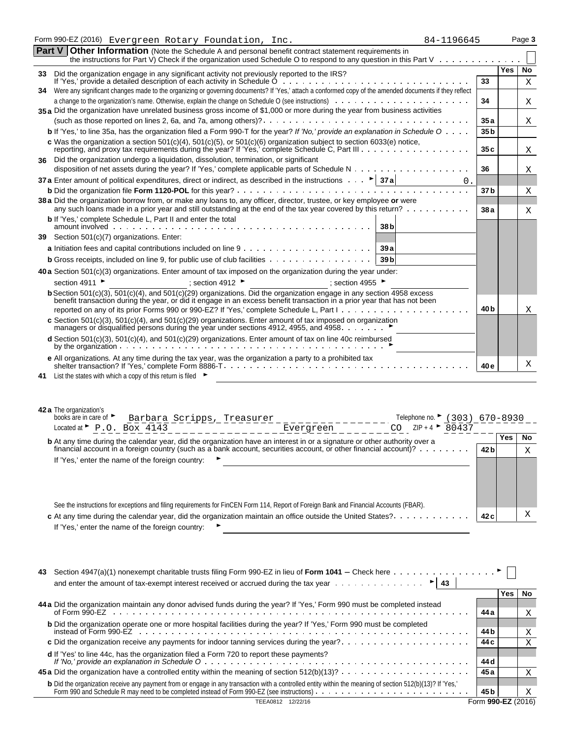Form 990-EZ (2016) Evergreen Rotary Foundation, Inc. 84-1196645 Page 3

## Part V Other Information (Note the Schedule A and personal benefit contract statement requirements in the instructions for Part V) Check if the organization used Schedule O to respond to any question in this Part V ☐

| | | Line | Yes | No |
|---|---|---|---|---|
| **33** | Did the organization engage in any significant activity not previously reported to the IRS? If 'Yes,' provide a detailed description of each activity in Schedule O | 33 | | X |
| **34** | Were any significant changes made to the organizing or governing documents? If 'Yes,' attach a conformed copy of the amended documents if they reflect a change to the organization's name. Otherwise, explain the change on Schedule O (see instructions) | 34 | | X |
| **35a** | Did the organization have unrelated business gross income of $1,000 or more during the year from business activities (such as those reported on lines 2, 6a, and 7a, among others)? | 35a | | X |
| **b** | If 'Yes,' to line 35a, has the organization filed a Form 990-T for the year? *If 'No,' provide an explanation in Schedule O* | 35b | | |
| **c** | Was the organization a section 501(c)(4), 501(c)(5), or 501(c)(6) organization subject to section 6033(e) notice, reporting, and proxy tax requirements during the year? If 'Yes,' complete Schedule C, Part III | 35c | | X |
| **36** | Did the organization undergo a liquidation, dissolution, termination, or significant disposition of net assets during the year? If 'Yes,' complete applicable parts of Schedule N | 36 | | X |
| **37a** | Enter amount of political expenditures, direct or indirect, as described in the instructions ► 37a 0. | | | |
| **b** | Did the organization file **Form 1120-POL** for this year? | 37b | | X |
| **38a** | Did the organization borrow from, or make any loans to, any officer, director, trustee, or key employee **or** were any such loans made in a prior year and still outstanding at the end of the tax year covered by this return? | 38a | | X |
| **b** | If 'Yes,' complete Schedule L, Part II and enter the total amount involved 38b | | | |
| **39** | Section 501(c)(7) organizations. Enter: | | | |
| **a** | Initiation fees and capital contributions included on line 9 39a | | | |
| **b** | Gross receipts, included on line 9, for public use of club facilities 39b | | | |
| **40a** | Section 501(c)(3) organizations. Enter amount of tax imposed on the organization during the year under: section 4911 ► ; section 4912 ► ; section 4955 ► | | | |
| **b** | Section 501(c)(3), 501(c)(4), and 501(c)(29) organizations. Did the organization engage in any section 4958 excess benefit transaction during the year, or did it engage in an excess benefit transaction in a prior year that has not been reported on any of its prior Forms 990 or 990-EZ? If 'Yes,' complete Schedule L, Part I | 40b | | X |
| **c** | Section 501(c)(3), 501(c)(4), and 501(c)(29) organizations. Enter amount of tax imposed on organization managers or disqualified persons during the year under sections 4912, 4955, and 4958 ► | | | |
| **d** | Section 501(c)(3), 501(c)(4), and 501(c)(29) organizations. Enter amount of tax on line 40c reimbursed by the organization ► | | | |
| **e** | All organizations. At any time during the tax year, was the organization a party to a prohibited tax shelter transaction? If 'Yes,' complete Form 8886-T | 40e | | X |
| **41** | List the states with which a copy of this return is filed ► | | | |

**42a** The organization's books are in care of ► Barbara Scripps, Treasurer Telephone no. ► (303) 670-8930

Located at ► P.O. Box 4143 Evergreen CO ZIP + 4 ► 80437

| | | Line | Yes | No |
|---|---|---|---|---|
| **b** | At any time during the calendar year, did the organization have an interest in or a signature or other authority over a financial account in a foreign country (such as a bank account, securities account, or other financial account)? If 'Yes,' enter the name of the foreign country: ► See the instructions for exceptions and filing requirements for FinCEN Form 114, Report of Foreign Bank and Financial Accounts (FBAR). | 42b | | X |
| **c** | At any time during the calendar year, did the organization maintain an office outside the United States? If 'Yes,' enter the name of the foreign country: ► | 42c | | X |

**43** Section 4947(a)(1) nonexempt charitable trusts filing Form 990-EZ in lieu of **Form 1041** – Check here ► ☐ and enter the amount of tax-exempt interest received or accrued during the tax year ► 43

| | | Line | Yes | No |
|---|---|---|---|---|
| **44a** | Did the organization maintain any donor advised funds during the year? If 'Yes,' Form 990 must be completed instead of Form 990-EZ | 44a | | X |
| **b** | Did the organization operate one or more hospital facilities during the year? If 'Yes,' Form 990 must be completed instead of Form 990-EZ | 44b | | X |
| **c** | Did the organization receive any payments for indoor tanning services during the year? | 44c | | X |
| **d** | If 'Yes' to line 44c, has the organization filed a Form 720 to report these payments? *If 'No,' provide an explanation in Schedule O* | 44d | | |
| **45a** | Did the organization have a controlled entity within the meaning of section 512(b)(13)? | 45a | | X |
| **b** | Did the organization receive any payment from or engage in any transaction with a controlled entity within the meaning of section 512(b)(13)? If 'Yes,' Form 990 and Schedule R may need to be completed instead of Form 990-EZ (see instructions) | 45b | | X |

TEEA0812 12/22/16 Form **990-EZ** (2016)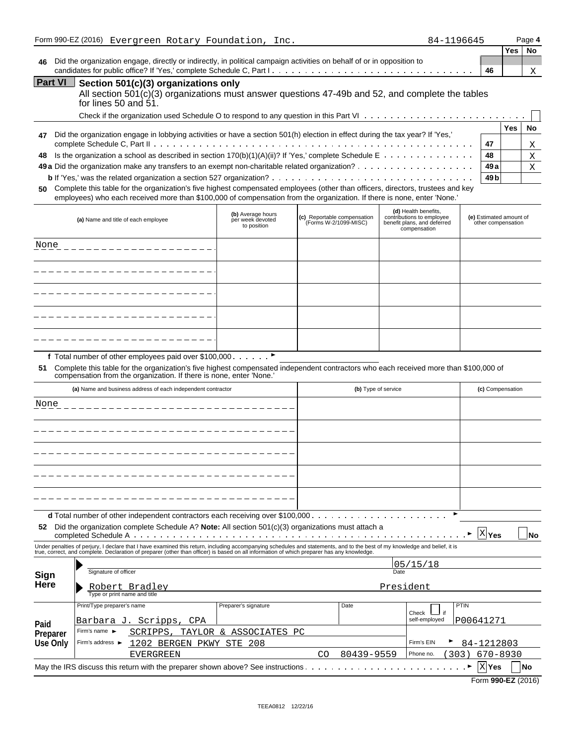Form 990-EZ (2016) Evergreen Rotary Foundation, Inc. 84-1196645 Page **4**

| | | | Yes | No |
|---|---|---|---|---|
| **46** | Did the organization engage, directly or indirectly, in political campaign activities on behalf of or in opposition to candidates for public office? If 'Yes,' complete Schedule C, Part I | **46** | | X |

## Part VI Section 501(c)(3) organizations only

All section 501(c)(3) organizations must answer questions 47-49b and 52, and complete the tables for lines 50 and 51.

Check if the organization used Schedule O to respond to any question in this Part VI ☐

| | | | Yes | No |
|---|---|---|---|---|
| **47** | Did the organization engage in lobbying activities or have a section 501(h) election in effect during the tax year? If 'Yes,' complete Schedule C, Part II | **47** | | X |
| **48** | Is the organization a school as described in section 170(b)(1)(A)(ii)? If 'Yes,' complete Schedule E | **48** | | X |
| **49a** | Did the organization make any transfers to an exempt non-charitable related organization? | **49a** | | X |
| **b** | If 'Yes,' was the related organization a section 527 organization? | **49b** | | |

**50** Complete this table for the organization's five highest compensated employees (other than officers, directors, trustees and key employees) who each received more than $100,000 of compensation from the organization. If there is none, enter 'None.'

| (a) Name and title of each employee | (b) Average hours per week devoted to position | (c) Reportable compensation (Forms W-2/1099-MISC) | (d) Health benefits, contributions to employee benefit plans, and deferred compensation | (e) Estimated amount of other compensation |
|---|---|---|---|---|
| None | | | | |
| | | | | |
| | | | | |
| | | | | |
| | | | | |

**f** Total number of other employees paid over $100,000 ►

**51** Complete this table for the organization's five highest compensated independent contractors who each received more than $100,000 of compensation from the organization. If there is none, enter 'None.'

| (a) Name and business address of each independent contractor | (b) Type of service | (c) Compensation |
|---|---|---|
| None | | |
| | | |
| | | |
| | | |
| | | |

**d** Total number of other independent contractors each receiving over $100,000 ►

**52** Did the organization complete Schedule A? **Note:** All section 501(c)(3) organizations must attach a completed Schedule A ► ☒ **Yes** ☐ **No**

Under penalties of perjury, I declare that I have examined this return, including accompanying schedules and statements, and to the best of my knowledge and belief, it is true, correct, and complete. Declaration of preparer (other than officer) is based on all information of which preparer has any knowledge.

**Sign Here**

Signature of officer — Date: 05/15/18

Robert Bradley — President
Type or print name and title

**Paid Preparer Use Only**

| Print/Type preparer's name | Preparer's signature | Date | Check ☐ if self-employed | PTIN |
|---|---|---|---|---|
| Barbara J. Scripps, CPA | | | | P00641271 |

Firm's name ► SCRIPPS, TAYLOR & ASSOCIATES PC

Firm's EIN ► 84-1212803

Firm's address ► 1202 BERGEN PKWY STE 208, EVERGREEN CO 80439-9559

Phone no. (303) 670-8930

May the IRS discuss this return with the preparer shown above? See instructions ► ☒ **Yes** ☐ **No**

Form **990-EZ** (2016)

TEEA0812 12/22/16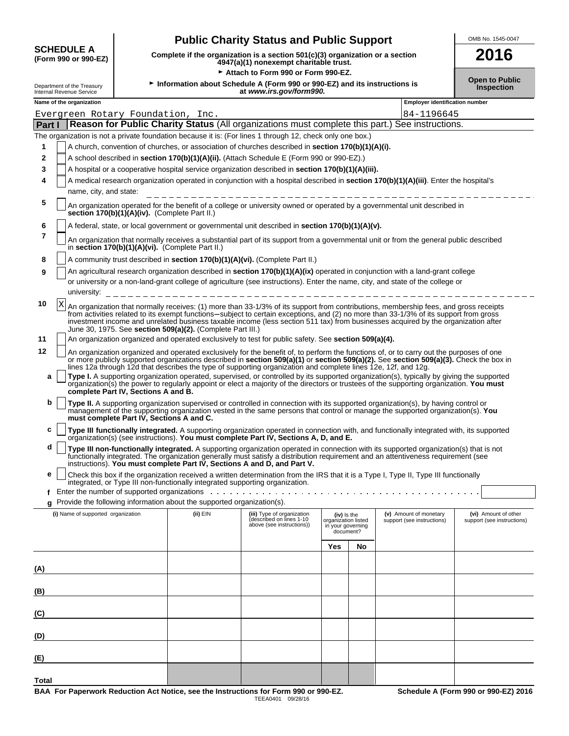**SCHEDULE A (Form 990 or 990-EZ)**

Department of the Treasury
Internal Revenue Service

# Public Charity Status and Public Support

**Complete if the organization is a section 501(c)(3) organization or a section 4947(a)(1) nonexempt charitable trust.**

► **Attach to Form 990 or Form 990-EZ.**

► **Information about Schedule A (Form 990 or 990-EZ) and its instructions is at *www.irs.gov/form990.***

OMB No. 1545-0047

**2016**

**Open to Public Inspection**

**Name of the organization:** Evergreen Rotary Foundation, Inc.

**Employer identification number:** 84-1196645

## Part I Reason for Public Charity Status (All organizations must complete this part.) See instructions.

The organization is not a private foundation because it is: (For lines 1 through 12, check only one box.)

1. [ ] A church, convention of churches, or association of churches described in **section 170(b)(1)(A)(i).**
2. [ ] A school described in **section 170(b)(1)(A)(ii).** (Attach Schedule E (Form 990 or 990-EZ).)
3. [ ] A hospital or a cooperative hospital service organization described in **section 170(b)(1)(A)(iii).**
4. [ ] A medical research organization operated in conjunction with a hospital described in **section 170(b)(1)(A)(iii)**. Enter the hospital's name, city, and state:
5. [ ] An organization operated for the benefit of a college or university owned or operated by a governmental unit described in **section 170(b)(1)(A)(iv).** (Complete Part II.)
6. [ ] A federal, state, or local government or governmental unit described in **section 170(b)(1)(A)(v).**
7. [ ] An organization that normally receives a substantial part of its support from a governmental unit or from the general public described in **section 170(b)(1)(A)(vi).** (Complete Part II.)
8. [ ] A community trust described in **section 170(b)(1)(A)(vi).** (Complete Part II.)
9. [ ] An agricultural research organization described in **section 170(b)(1)(A)(ix)** operated in conjunction with a land-grant college or university or a non-land-grant college of agriculture (see instructions). Enter the name, city, and state of the college or university:
10. [X] An organization that normally receives: (1) more than 33-1/3% of its support from contributions, membership fees, and gross receipts from activities related to its exempt functions–subject to certain exceptions, and (2) no more than 33-1/3% of its support from gross investment income and unrelated business taxable income (less section 511 tax) from businesses acquired by the organization after June 30, 1975. See **section 509(a)(2).** (Complete Part III.)
11. [ ] An organization organized and operated exclusively to test for public safety. See **section 509(a)(4).**
12. [ ] An organization organized and operated exclusively for the benefit of, to perform the functions of, or to carry out the purposes of one or more publicly supported organizations described in **section 509(a)(1)** or **section 509(a)(2).** See **section 509(a)(3).** Check the box in lines 12a through 12d that describes the type of supporting organization and complete lines 12e, 12f, and 12g.
   - **a** [ ] **Type I.** A supporting organization operated, supervised, or controlled by its supported organization(s), typically by giving the supported organization(s) the power to regularly appoint or elect a majority of the directors or trustees of the supporting organization. **You must complete Part IV, Sections A and B.**
   - **b** [ ] **Type II.** A supporting organization supervised or controlled in connection with its supported organization(s), by having control or management of the supporting organization vested in the same persons that control or manage the supported organization(s). **You must complete Part IV, Sections A and C.**
   - **c** [ ] **Type III functionally integrated.** A supporting organization operated in connection with, and functionally integrated with, its supported organization(s) (see instructions). **You must complete Part IV, Sections A, D, and E.**
   - **d** [ ] **Type III non-functionally integrated.** A supporting organization operated in connection with its supported organization(s) that is not functionally integrated. The organization generally must satisfy a distribution requirement and an attentiveness requirement (see instructions). **You must complete Part IV, Sections A and D, and Part V.**
   - **e** [ ] Check this box if the organization received a written determination from the IRS that it is a Type I, Type II, Type III functionally integrated, or Type III non-functionally integrated supporting organization.
   - **f** Enter the number of supported organizations
   - **g** Provide the following information about the supported organization(s).

| (i) Name of supported organization | (ii) EIN | (iii) Type of organization (described on lines 1-10 above (see instructions)) | (iv) Is the organization listed in your governing document? Yes | No | (v) Amount of monetary support (see instructions) | (vi) Amount of other support (see instructions) |
|---|---|---|---|---|---|---|
| (A) | | | | | | |
| (B) | | | | | | |
| (C) | | | | | | |
| (D) | | | | | | |
| (E) | | | | | | |
| Total | | | | | | |

**BAA For Paperwork Reduction Act Notice, see the Instructions for Form 990 or 990-EZ.** TEEA0401 09/28/16 **Schedule A (Form 990 or 990-EZ) 2016**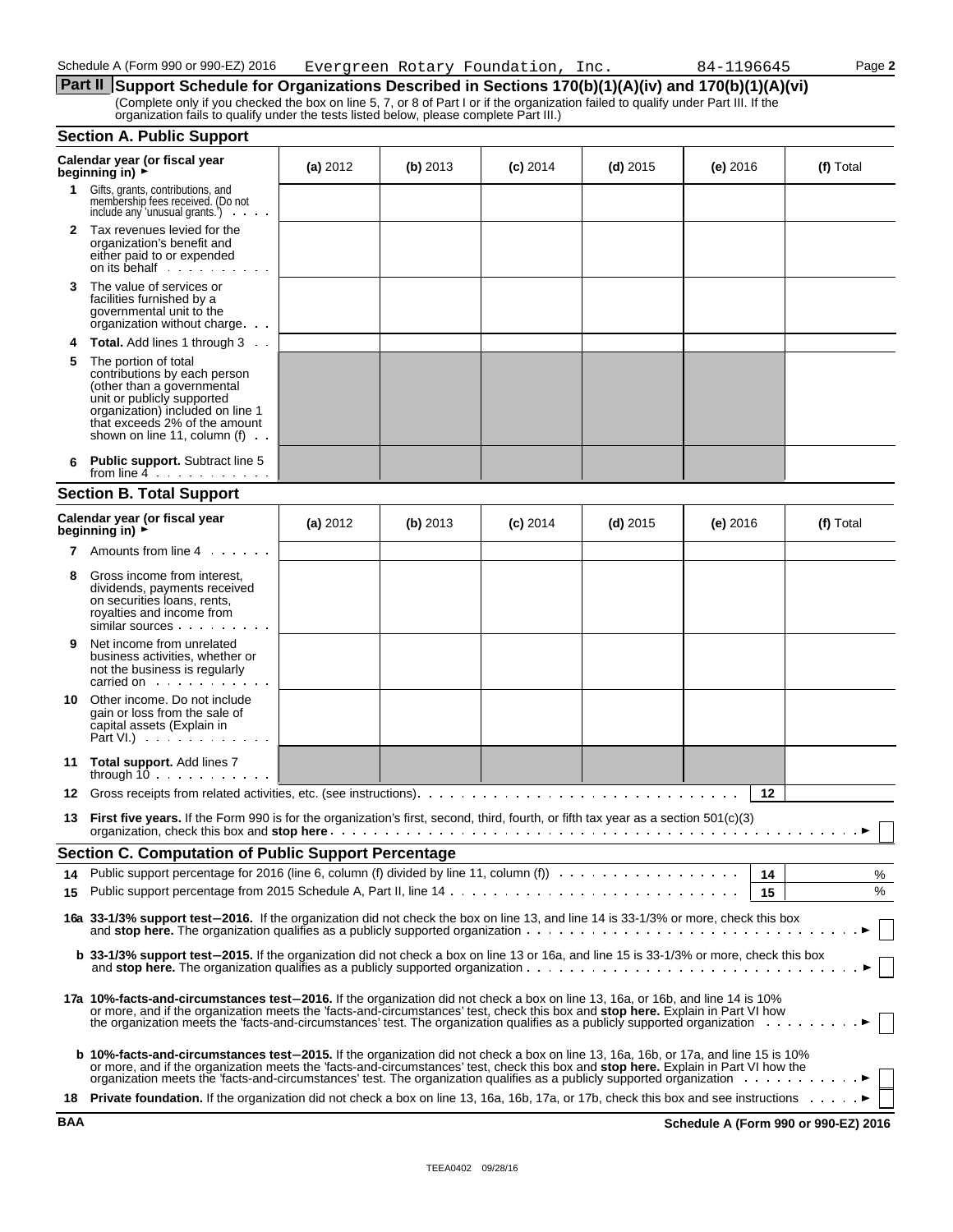Schedule A (Form 990 or 990-EZ) 2016 Evergreen Rotary Foundation, Inc. 84-1196645

## Part II Support Schedule for Organizations Described in Sections 170(b)(1)(A)(iv) and 170(b)(1)(A)(vi)

(Complete only if you checked the box on line 5, 7, or 8 of Part I or if the organization failed to qualify under Part III. If the organization fails to qualify under the tests listed below, please complete Part III.)

### Section A. Public Support

| Calendar year (or fiscal year beginning in) ► | (a) 2012 | (b) 2013 | (c) 2014 | (d) 2015 | (e) 2016 | (f) Total |
|---|---|---|---|---|---|---|
| 1 Gifts, grants, contributions, and membership fees received. (Do not include any 'unusual grants.') | | | | | | |
| 2 Tax revenues levied for the organization's benefit and either paid to or expended on its behalf | | | | | | |
| 3 The value of services or facilities furnished by a governmental unit to the organization without charge | | | | | | |
| 4 **Total.** Add lines 1 through 3 | | | | | | |
| 5 The portion of total contributions by each person (other than a governmental unit or publicly supported organization) included on line 1 that exceeds 2% of the amount shown on line 11, column (f) | | | | | | |
| 6 **Public support.** Subtract line 5 from line 4 | | | | | | |

### Section B. Total Support

| Calendar year (or fiscal year beginning in) ► | (a) 2012 | (b) 2013 | (c) 2014 | (d) 2015 | (e) 2016 | (f) Total |
|---|---|---|---|---|---|---|
| 7 Amounts from line 4 | | | | | | |
| 8 Gross income from interest, dividends, payments received on securities loans, rents, royalties and income from similar sources | | | | | | |
| 9 Net income from unrelated business activities, whether or not the business is regularly carried on | | | | | | |
| 10 Other income. Do not include gain or loss from the sale of capital assets (Explain in Part VI.) | | | | | | |
| 11 **Total support.** Add lines 7 through 10 | | | | | | |

**12** Gross receipts from related activities, etc. (see instructions) . . . 12

**13 First five years.** If the Form 990 is for the organization's first, second, third, fourth, or fifth tax year as a section 501(c)(3) organization, check this box and **stop here** . . . ► ☐

### Section C. Computation of Public Support Percentage

**14** Public support percentage for 2016 (line 6, column (f) divided by line 11, column (f)) . . . 14 %

**15** Public support percentage from 2015 Schedule A, Part II, line 14 . . . 15 %

**16a 33-1/3% support test–2016.** If the organization did not check the box on line 13, and line 14 is 33-1/3% or more, check this box and **stop here.** The organization qualifies as a publicly supported organization . . . ► ☐

**b 33-1/3% support test–2015.** If the organization did not check a box on line 13 or 16a, and line 15 is 33-1/3% or more, check this box and **stop here.** The organization qualifies as a publicly supported organization . . . ► ☐

**17a 10%-facts-and-circumstances test–2016.** If the organization did not check a box on line 13, 16a, or 16b, and line 14 is 10% or more, and if the organization meets the 'facts-and-circumstances' test, check this box and **stop here.** Explain in Part VI how the organization meets the 'facts-and-circumstances' test. The organization qualifies as a publicly supported organization . . . ► ☐

**b 10%-facts-and-circumstances test–2015.** If the organization did not check a box on line 13, 16a, 16b, or 17a, and line 15 is 10% or more, and if the organization meets the 'facts-and-circumstances' test, check this box and **stop here.** Explain in Part VI how the organization meets the 'facts-and-circumstances' test. The organization qualifies as a publicly supported organization . . . ► ☐

**18 Private foundation.** If the organization did not check a box on line 13, 16a, 16b, 17a, or 17b, check this box and see instructions . . . ► ☐

BAA Schedule A (Form 990 or 990-EZ) 2016

TEEA0402 09/28/16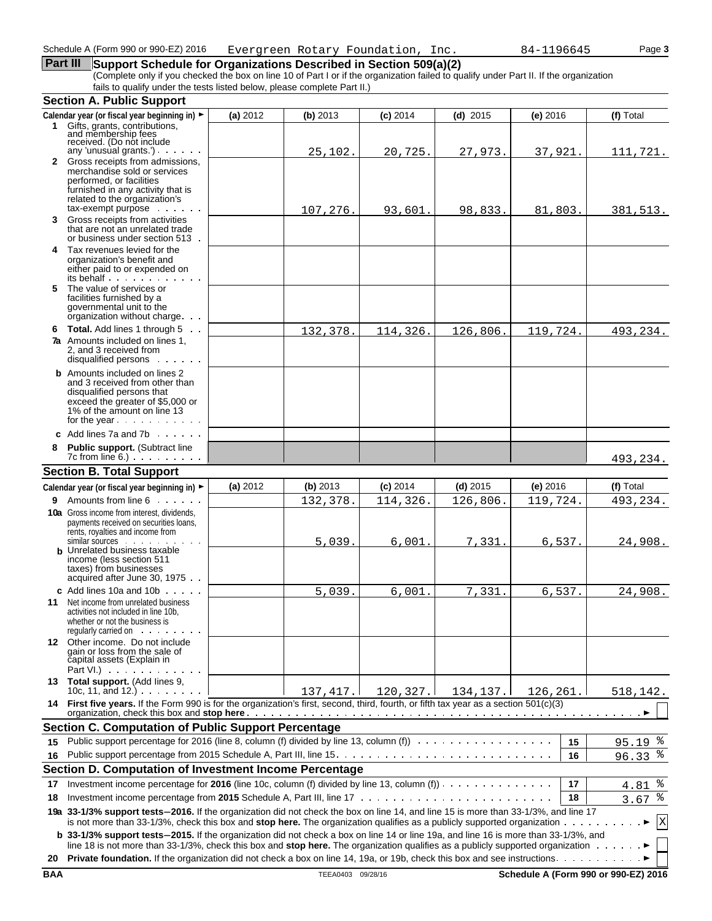Schedule A (Form 990 or 990-EZ) 2016 Evergreen Rotary Foundation, Inc. 84-1196645

## Part III Support Schedule for Organizations Described in Section 509(a)(2)

(Complete only if you checked the box on line 10 of Part I or if the organization failed to qualify under Part II. If the organization fails to qualify under the tests listed below, please complete Part II.)

### Section A. Public Support

| Calendar year (or fiscal year beginning in) ► | (a) 2012 | (b) 2013 | (c) 2014 | (d) 2015 | (e) 2016 | (f) Total |
|---|---|---|---|---|---|---|
| **1** Gifts, grants, contributions, and membership fees received. (Do not include any 'unusual grants.') | | 25,102. | 20,725. | 27,973. | 37,921. | 111,721. |
| **2** Gross receipts from admissions, merchandise sold or services performed, or facilities furnished in any activity that is related to the organization's tax-exempt purpose | | 107,276. | 93,601. | 98,833. | 81,803. | 381,513. |
| **3** Gross receipts from activities that are not an unrelated trade or business under section 513 | | | | | | |
| **4** Tax revenues levied for the organization's benefit and either paid to or expended on its behalf | | | | | | |
| **5** The value of services or facilities furnished by a governmental unit to the organization without charge | | | | | | |
| **6 Total.** Add lines 1 through 5 | | 132,378. | 114,326. | 126,806. | 119,724. | 493,234. |
| **7a** Amounts included on lines 1, 2, and 3 received from disqualified persons | | | | | | |
| **b** Amounts included on lines 2 and 3 received from other than disqualified persons that exceed the greater of $5,000 or 1% of the amount on line 13 for the year | | | | | | |
| **c** Add lines 7a and 7b | | | | | | |
| **8 Public support.** (Subtract line 7c from line 6.) | | | | | | 493,234. |

### Section B. Total Support

| Calendar year (or fiscal year beginning in) ► | (a) 2012 | (b) 2013 | (c) 2014 | (d) 2015 | (e) 2016 | (f) Total |
|---|---|---|---|---|---|---|
| **9** Amounts from line 6 | | 132,378. | 114,326. | 126,806. | 119,724. | 493,234. |
| **10a** Gross income from interest, dividends, payments received on securities loans, rents, royalties and income from similar sources | | 5,039. | 6,001. | 7,331. | 6,537. | 24,908. |
| **b** Unrelated business taxable income (less section 511 taxes) from businesses acquired after June 30, 1975 | | | | | | |
| **c** Add lines 10a and 10b | | 5,039. | 6,001. | 7,331. | 6,537. | 24,908. |
| **11** Net income from unrelated business activities not included in line 10b, whether or not the business is regularly carried on | | | | | | |
| **12** Other income. Do not include gain or loss from the sale of capital assets (Explain in Part VI.) | | | | | | |
| **13 Total support.** (Add lines 9, 10c, 11, and 12.) | | 137,417. | 120,327. | 134,137. | 126,261. | 518,142. |

**14 First five years.** If the Form 990 is for the organization's first, second, third, fourth, or fifth tax year as a section 501(c)(3) organization, check this box and **stop here** ► ☐

### Section C. Computation of Public Support Percentage

| | | | |
|---|---|---|---|
| **15** | Public support percentage for 2016 (line 8, column (f) divided by line 13, column (f)) | 15 | 95.19 % |
| **16** | Public support percentage from 2015 Schedule A, Part III, line 15 | 16 | 96.33 % |

### Section D. Computation of Investment Income Percentage

| | | | |
|---|---|---|---|
| **17** | Investment income percentage for **2016** (line 10c, column (f) divided by line 13, column (f)) | 17 | 4.81 % |
| **18** | Investment income percentage from **2015** Schedule A, Part III, line 17 | 18 | 3.67 % |

**19a 33-1/3% support tests—2016.** If the organization did not check the box on line 14, and line 15 is more than 33-1/3%, and line 17 is not more than 33-1/3%, check this box and **stop here.** The organization qualifies as a publicly supported organization ► ☒

**b 33-1/3% support tests—2015.** If the organization did not check a box on line 14 or line 19a, and line 16 is more than 33-1/3%, and line 18 is not more than 33-1/3%, check this box and **stop here.** The organization qualifies as a publicly supported organization ► ☐

**20 Private foundation.** If the organization did not check a box on line 14, 19a, or 19b, check this box and see instructions ► ☐

BAA TEEA0403 09/28/16 **Schedule A (Form 990 or 990-EZ) 2016**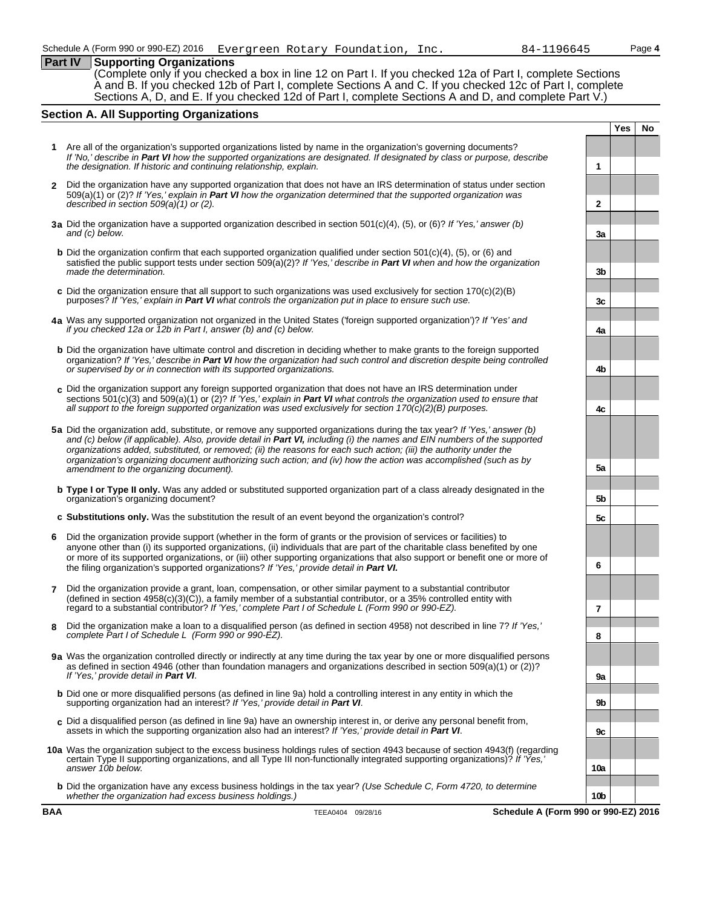## Part IV Supporting Organizations

(Complete only if you checked a box in line 12 on Part I. If you checked 12a of Part I, complete Sections A and B. If you checked 12b of Part I, complete Sections A and C. If you checked 12c of Part I, complete Sections A, D, and E. If you checked 12d of Part I, complete Sections A and D, and complete Part V.)

### Section A. All Supporting Organizations

| | Question | Line | Yes | No |
|---|---|---|---|---|
| **1** | Are all of the organization's supported organizations listed by name in the organization's governing documents? *If 'No,' describe in **Part VI** how the supported organizations are designated. If designated by class or purpose, describe the designation. If historic and continuing relationship, explain.* | 1 | | |
| **2** | Did the organization have any supported organization that does not have an IRS determination of status under section 509(a)(1) or (2)? *If 'Yes,' explain in **Part VI** how the organization determined that the supported organization was described in section 509(a)(1) or (2).* | 2 | | |
| **3a** | Did the organization have a supported organization described in section 501(c)(4), (5), or (6)? *If 'Yes,' answer (b) and (c) below.* | 3a | | |
| **b** | Did the organization confirm that each supported organization qualified under section 501(c)(4), (5), or (6) and satisfied the public support tests under section 509(a)(2)? *If 'Yes,' describe in **Part VI** when and how the organization made the determination.* | 3b | | |
| **c** | Did the organization ensure that all support to such organizations was used exclusively for section 170(c)(2)(B) purposes? *If 'Yes,' explain in **Part VI** what controls the organization put in place to ensure such use.* | 3c | | |
| **4a** | Was any supported organization not organized in the United States ('foreign supported organization')? *If 'Yes' and if you checked 12a or 12b in Part I, answer (b) and (c) below.* | 4a | | |
| **b** | Did the organization have ultimate control and discretion in deciding whether to make grants to the foreign supported organization? *If 'Yes,' describe in **Part VI** how the organization had such control and discretion despite being controlled or supervised by or in connection with its supported organizations.* | 4b | | |
| **c** | Did the organization support any foreign supported organization that does not have an IRS determination under sections 501(c)(3) and 509(a)(1) or (2)? *If 'Yes,' explain in **Part VI** what controls the organization used to ensure that all support to the foreign supported organization was used exclusively for section 170(c)(2)(B) purposes.* | 4c | | |
| **5a** | Did the organization add, substitute, or remove any supported organizations during the tax year? *If 'Yes,' answer (b) and (c) below (if applicable). Also, provide detail in **Part VI,** including (i) the names and EIN numbers of the supported organizations added, substituted, or removed; (ii) the reasons for each such action; (iii) the authority under the organization's organizing document authorizing such action; and (iv) how the action was accomplished (such as by amendment to the organizing document).* | 5a | | |
| **b** | **Type I or Type II only.** Was any added or substituted supported organization part of a class already designated in the organization's organizing document? | 5b | | |
| **c** | **Substitutions only.** Was the substitution the result of an event beyond the organization's control? | 5c | | |
| **6** | Did the organization provide support (whether in the form of grants or the provision of services or facilities) to anyone other than (i) its supported organizations, (ii) individuals that are part of the charitable class benefited by one or more of its supported organizations, or (iii) other supporting organizations that also support or benefit one or more of the filing organization's supported organizations? *If 'Yes,' provide detail in **Part VI.*** | 6 | | |
| **7** | Did the organization provide a grant, loan, compensation, or other similar payment to a substantial contributor (defined in section 4958(c)(3)(C)), a family member of a substantial contributor, or a 35% controlled entity with regard to a substantial contributor? *If 'Yes,' complete Part I of Schedule L (Form 990 or 990-EZ).* | 7 | | |
| **8** | Did the organization make a loan to a disqualified person (as defined in section 4958) not described in line 7? *If 'Yes,' complete Part I of Schedule L (Form 990 or 990-EZ).* | 8 | | |
| **9a** | Was the organization controlled directly or indirectly at any time during the tax year by one or more disqualified persons as defined in section 4946 (other than foundation managers and organizations described in section 509(a)(1) or (2))? *If 'Yes,' provide detail in **Part VI**.* | 9a | | |
| **b** | Did one or more disqualified persons (as defined in line 9a) hold a controlling interest in any entity in which the supporting organization had an interest? *If 'Yes,' provide detail in **Part VI**.* | 9b | | |
| **c** | Did a disqualified person (as defined in line 9a) have an ownership interest in, or derive any personal benefit from, assets in which the supporting organization also had an interest? *If 'Yes,' provide detail in **Part VI**.* | 9c | | |
| **10a** | Was the organization subject to the excess business holdings rules of section 4943 because of section 4943(f) (regarding certain Type II supporting organizations, and all Type III non-functionally integrated supporting organizations)? *If 'Yes,' answer 10b below.* | 10a | | |
| **b** | Did the organization have any excess business holdings in the tax year? *(Use Schedule C, Form 4720, to determine whether the organization had excess business holdings.)* | 10b | | |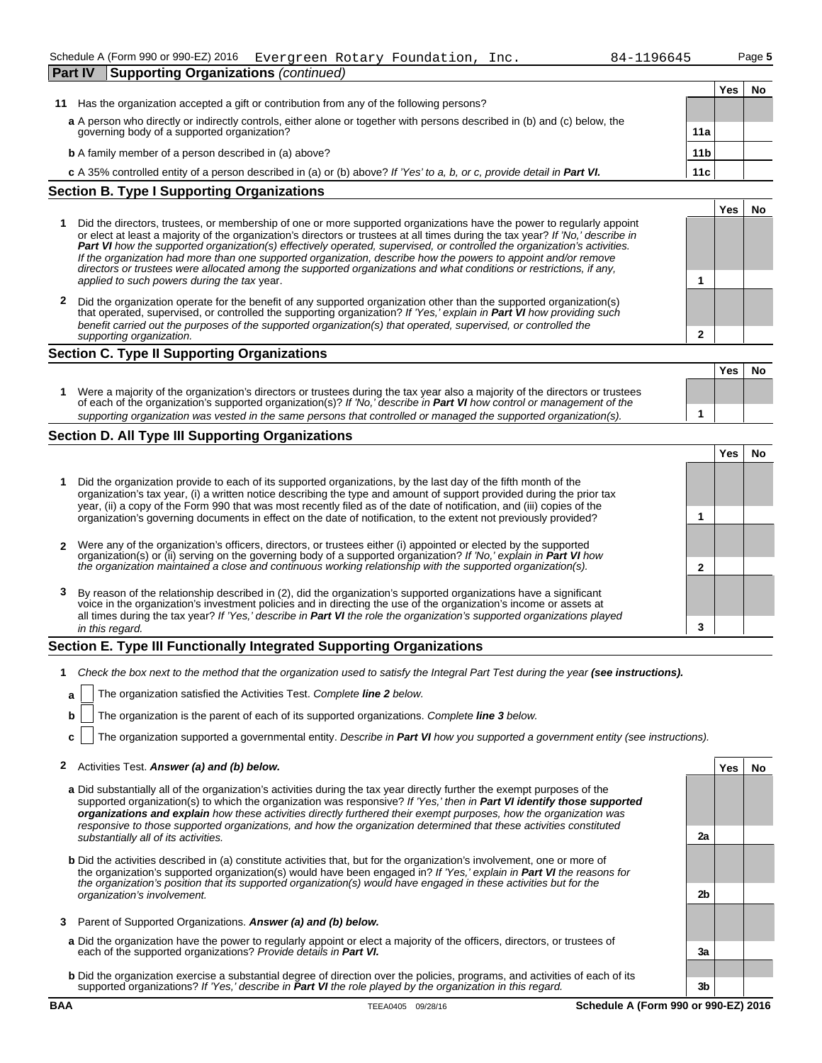Schedule A (Form 990 or 990-EZ) 2016 Evergreen Rotary Foundation, Inc. 84-1196645

## Part IV Supporting Organizations *(continued)*

| | | | Yes | No |
|---|---|---|---|---|
| **11** | Has the organization accepted a gift or contribution from any of the following persons? | | | |
| | **a** A person who directly or indirectly controls, either alone or together with persons described in (b) and (c) below, the governing body of a supported organization? | **11a** | | |
| | **b** A family member of a person described in (a) above? | **11b** | | |
| | **c** A 35% controlled entity of a person described in (a) or (b) above? *If 'Yes' to a, b, or c, provide detail in **Part VI.*** | **11c** | | |

## Section B. Type I Supporting Organizations

| | | | Yes | No |
|---|---|---|---|---|
| **1** | Did the directors, trustees, or membership of one or more supported organizations have the power to regularly appoint or elect at least a majority of the organization's directors or trustees at all times during the tax year? *If 'No,' describe in **Part VI** how the supported organization(s) effectively operated, supervised, or controlled the organization's activities. If the organization had more than one supported organization, describe how the powers to appoint and/or remove directors or trustees were allocated among the supported organizations and what conditions or restrictions, if any, applied to such powers during the tax* year. | **1** | | |
| **2** | Did the organization operate for the benefit of any supported organization other than the supported organization(s) that operated, supervised, or controlled the supporting organization? *If 'Yes,' explain in **Part VI** how providing such benefit carried out the purposes of the supported organization(s) that operated, supervised, or controlled the supporting organization.* | **2** | | |

## Section C. Type II Supporting Organizations

| | | | Yes | No |
|---|---|---|---|---|
| **1** | Were a majority of the organization's directors or trustees during the tax year also a majority of the directors or trustees of each of the organization's supported organization(s)? *If 'No,' describe in **Part VI** how control or management of the supporting organization was vested in the same persons that controlled or managed the supported organization(s).* | **1** | | |

## Section D. All Type III Supporting Organizations

| | | | Yes | No |
|---|---|---|---|---|
| **1** | Did the organization provide to each of its supported organizations, by the last day of the fifth month of the organization's tax year, (i) a written notice describing the type and amount of support provided during the prior tax year, (ii) a copy of the Form 990 that was most recently filed as of the date of notification, and (iii) copies of the organization's governing documents in effect on the date of notification, to the extent not previously provided? | **1** | | |
| **2** | Were any of the organization's officers, directors, or trustees either (i) appointed or elected by the supported organization(s) or (ii) serving on the governing body of a supported organization? *If 'No,' explain in **Part VI** how the organization maintained a close and continuous working relationship with the supported organization(s).* | **2** | | |
| **3** | By reason of the relationship described in (2), did the organization's supported organizations have a significant voice in the organization's investment policies and in directing the use of the organization's income or assets at all times during the tax year? *If 'Yes,' describe in **Part VI** the role the organization's supported organizations played in this regard.* | **3** | | |

## Section E. Type III Functionally Integrated Supporting Organizations

**1** *Check the box next to the method that the organization used to satisfy the Integral Part Test during the year **(see instructions).***

**a** ☐ The organization satisfied the Activities Test. *Complete **line 2** below.*

**b** ☐ The organization is the parent of each of its supported organizations. *Complete **line 3** below.*

**c** ☐ The organization supported a governmental entity. *Describe in **Part VI** how you supported a government entity (see instructions).*

| | | | Yes | No |
|---|---|---|---|---|
| **2** | Activities Test. ***Answer (a) and (b) below.*** | | | |
| | **a** Did substantially all of the organization's activities during the tax year directly further the exempt purposes of the supported organization(s) to which the organization was responsive? *If 'Yes,' then in **Part VI identify those supported organizations and explain** how these activities directly furthered their exempt purposes, how the organization was responsive to those supported organizations, and how the organization determined that these activities constituted substantially all of its activities.* | **2a** | | |
| | **b** Did the activities described in (a) constitute activities that, but for the organization's involvement, one or more of the organization's supported organization(s) would have been engaged in? *If 'Yes,' explain in **Part VI** the reasons for the organization's position that its supported organization(s) would have engaged in these activities but for the organization's involvement.* | **2b** | | |
| **3** | Parent of Supported Organizations. ***Answer (a) and (b) below.*** | | | |
| | **a** Did the organization have the power to regularly appoint or elect a majority of the officers, directors, or trustees of each of the supported organizations? *Provide details in **Part VI.*** | **3a** | | |
| | **b** Did the organization exercise a substantial degree of direction over the policies, programs, and activities of each of its supported organizations? *If 'Yes,' describe in **Part VI** the role played by the organization in this regard.* | **3b** | | |

BAA TEEA0405 09/28/16 **Schedule A (Form 990 or 990-EZ) 2016**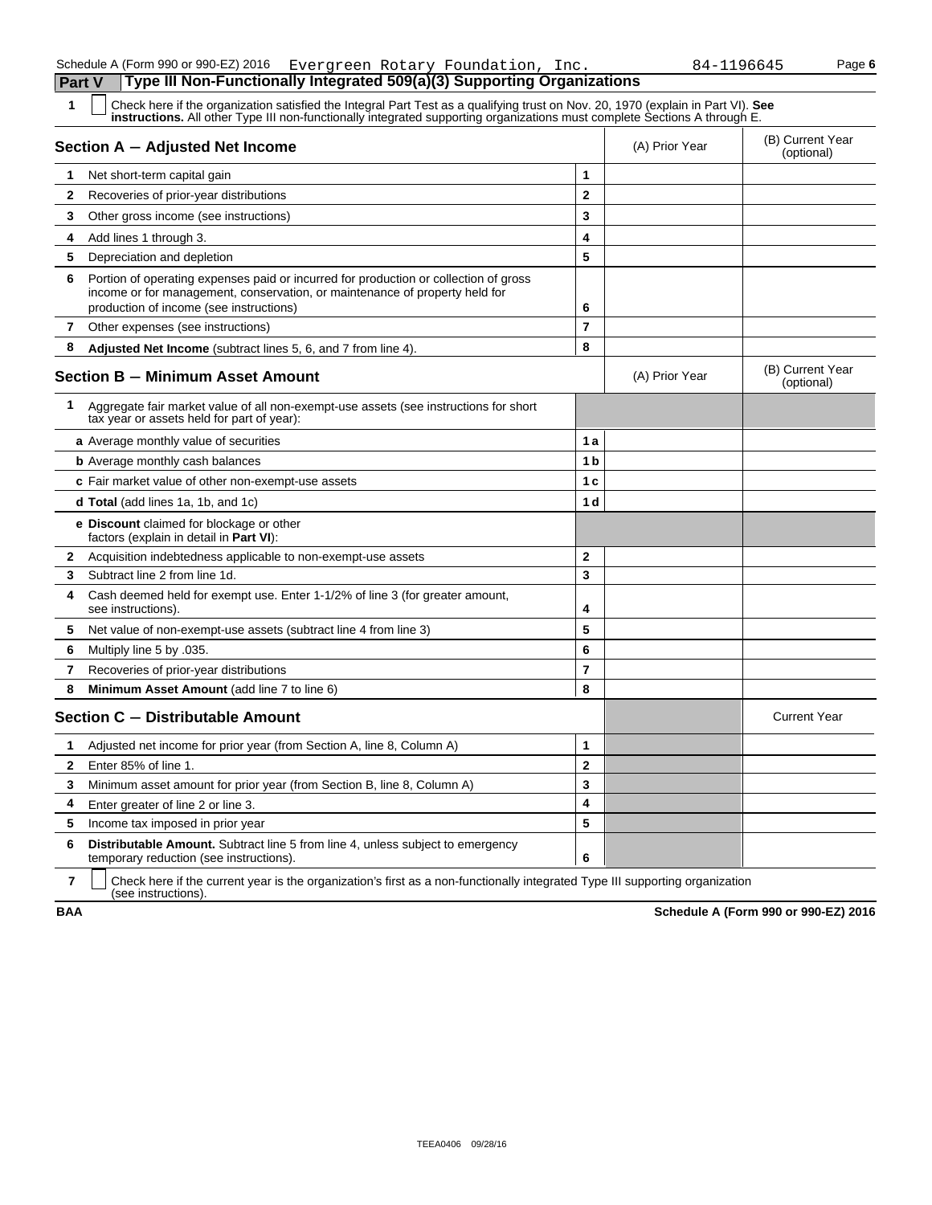Schedule A (Form 990 or 990-EZ) 2016 Evergreen Rotary Foundation, Inc. 84-1196645 Page 6

## Part V Type III Non-Functionally Integrated 509(a)(3) Supporting Organizations

**1** ☐ Check here if the organization satisfied the Integral Part Test as a qualifying trust on Nov. 20, 1970 (explain in Part VI). **See instructions.** All other Type III non-functionally integrated supporting organizations must complete Sections A through E.

| Section A − Adjusted Net Income | | (A) Prior Year | (B) Current Year (optional) |
|---|---|---|---|
| **1** Net short-term capital gain | 1 | | |
| **2** Recoveries of prior-year distributions | 2 | | |
| **3** Other gross income (see instructions) | 3 | | |
| **4** Add lines 1 through 3. | 4 | | |
| **5** Depreciation and depletion | 5 | | |
| **6** Portion of operating expenses paid or incurred for production or collection of gross income or for management, conservation, or maintenance of property held for production of income (see instructions) | 6 | | |
| **7** Other expenses (see instructions) | 7 | | |
| **8** **Adjusted Net Income** (subtract lines 5, 6, and 7 from line 4). | 8 | | |

| Section B − Minimum Asset Amount | | (A) Prior Year | (B) Current Year (optional) |
|---|---|---|---|
| **1** Aggregate fair market value of all non-exempt-use assets (see instructions for short tax year or assets held for part of year): | | | |
| **a** Average monthly value of securities | 1a | | |
| **b** Average monthly cash balances | 1b | | |
| **c** Fair market value of other non-exempt-use assets | 1c | | |
| **d Total** (add lines 1a, 1b, and 1c) | 1d | | |
| **e Discount** claimed for blockage or other factors (explain in detail in **Part VI**): | | | |
| **2** Acquisition indebtedness applicable to non-exempt-use assets | 2 | | |
| **3** Subtract line 2 from line 1d. | 3 | | |
| **4** Cash deemed held for exempt use. Enter 1-1/2% of line 3 (for greater amount, see instructions). | 4 | | |
| **5** Net value of non-exempt-use assets (subtract line 4 from line 3) | 5 | | |
| **6** Multiply line 5 by .035. | 6 | | |
| **7** Recoveries of prior-year distributions | 7 | | |
| **8** **Minimum Asset Amount** (add line 7 to line 6) | 8 | | |

| Section C − Distributable Amount | | | Current Year |
|---|---|---|---|
| **1** Adjusted net income for prior year (from Section A, line 8, Column A) | 1 | | |
| **2** Enter 85% of line 1. | 2 | | |
| **3** Minimum asset amount for prior year (from Section B, line 8, Column A) | 3 | | |
| **4** Enter greater of line 2 or line 3. | 4 | | |
| **5** Income tax imposed in prior year | 5 | | |
| **6** **Distributable Amount.** Subtract line 5 from line 4, unless subject to emergency temporary reduction (see instructions). | 6 | | |

**7** ☐ Check here if the current year is the organization's first as a non-functionally integrated Type III supporting organization (see instructions).

BAA **Schedule A (Form 990 or 990-EZ) 2016**

TEEA0406 09/28/16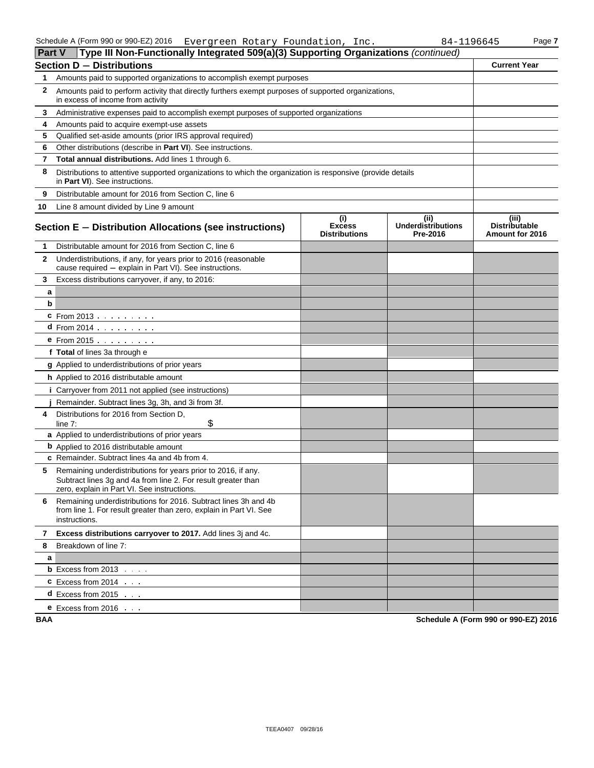Schedule A (Form 990 or 990-EZ) 2016 Evergreen Rotary Foundation, Inc. 84-1196645

## Part V Type III Non-Functionally Integrated 509(a)(3) Supporting Organizations *(continued)*

### Section D − Distributions

| | | Current Year |
|---|---|---|
| 1 | Amounts paid to supported organizations to accomplish exempt purposes | |
| 2 | Amounts paid to perform activity that directly furthers exempt purposes of supported organizations, in excess of income from activity | |
| 3 | Administrative expenses paid to accomplish exempt purposes of supported organizations | |
| 4 | Amounts paid to acquire exempt-use assets | |
| 5 | Qualified set-aside amounts (prior IRS approval required) | |
| 6 | Other distributions (describe in **Part VI**). See instructions. | |
| 7 | **Total annual distributions.** Add lines 1 through 6. | |
| 8 | Distributions to attentive supported organizations to which the organization is responsive (provide details in **Part VI**). See instructions. | |
| 9 | Distributable amount for 2016 from Section C, line 6 | |
| 10 | Line 8 amount divided by Line 9 amount | |

### Section E − Distribution Allocations (see instructions)

| | | (i) Excess Distributions | (ii) Underdistributions Pre-2016 | (iii) Distributable Amount for 2016 |
|---|---|---|---|---|
| 1 | Distributable amount for 2016 from Section C, line 6 | | | |
| 2 | Underdistributions, if any, for years prior to 2016 (reasonable cause required − explain in Part VI). See instructions. | | | |
| 3 | Excess distributions carryover, if any, to 2016: | | | |
| a | | | | |
| b | | | | |
| c | From 2013 | | | |
| d | From 2014 | | | |
| e | From 2015 | | | |
| f | **Total** of lines 3a through e | | | |
| g | Applied to underdistributions of prior years | | | |
| h | Applied to 2016 distributable amount | | | |
| i | Carryover from 2011 not applied (see instructions) | | | |
| j | Remainder. Subtract lines 3g, 3h, and 3i from 3f. | | | |
| 4 | Distributions for 2016 from Section D, line 7: $ | | | |
| a | Applied to underdistributions of prior years | | | |
| b | Applied to 2016 distributable amount | | | |
| c | Remainder. Subtract lines 4a and 4b from 4. | | | |
| 5 | Remaining underdistributions for years prior to 2016, if any. Subtract lines 3g and 4a from line 2. For result greater than zero, explain in Part VI. See instructions. | | | |
| 6 | Remaining underdistributions for 2016. Subtract lines 3h and 4b from line 1. For result greater than zero, explain in Part VI. See instructions. | | | |
| 7 | **Excess distributions carryover to 2017.** Add lines 3j and 4c. | | | |
| 8 | Breakdown of line 7: | | | |
| a | | | | |
| b | Excess from 2013 | | | |
| c | Excess from 2014 | | | |
| d | Excess from 2015 | | | |
| e | Excess from 2016 | | | |

BAA Schedule A (Form 990 or 990-EZ) 2016

TEEA0407 09/28/16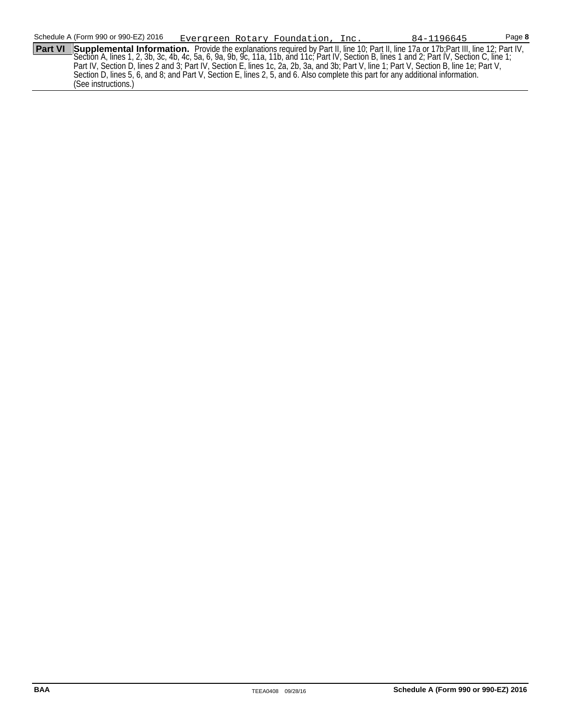Schedule A (Form 990 or 990-EZ) 2016 Evergreen Rotary Foundation, Inc. 84-1196645

**Part VI** **Supplemental Information.** Provide the explanations required by Part II, line 10; Part II, line 17a or 17b;Part III, line 12; Part IV, Section A, lines 1, 2, 3b, 3c, 4b, 4c, 5a, 6, 9a, 9b, 9c, 11a, 11b, and 11c; Part IV, Section B, lines 1 and 2; Part IV, Section C, line 1; Part IV, Section D, lines 2 and 3; Part IV, Section E, lines 1c, 2a, 2b, 3a, and 3b; Part V, line 1; Part V, Section B, line 1e; Part V, Section D, lines 5, 6, and 8; and Part V, Section E, lines 2, 5, and 6. Also complete this part for any additional information. (See instructions.)

BAA TEEA0408 09/28/16 **Schedule A (Form 990 or 990-EZ) 2016**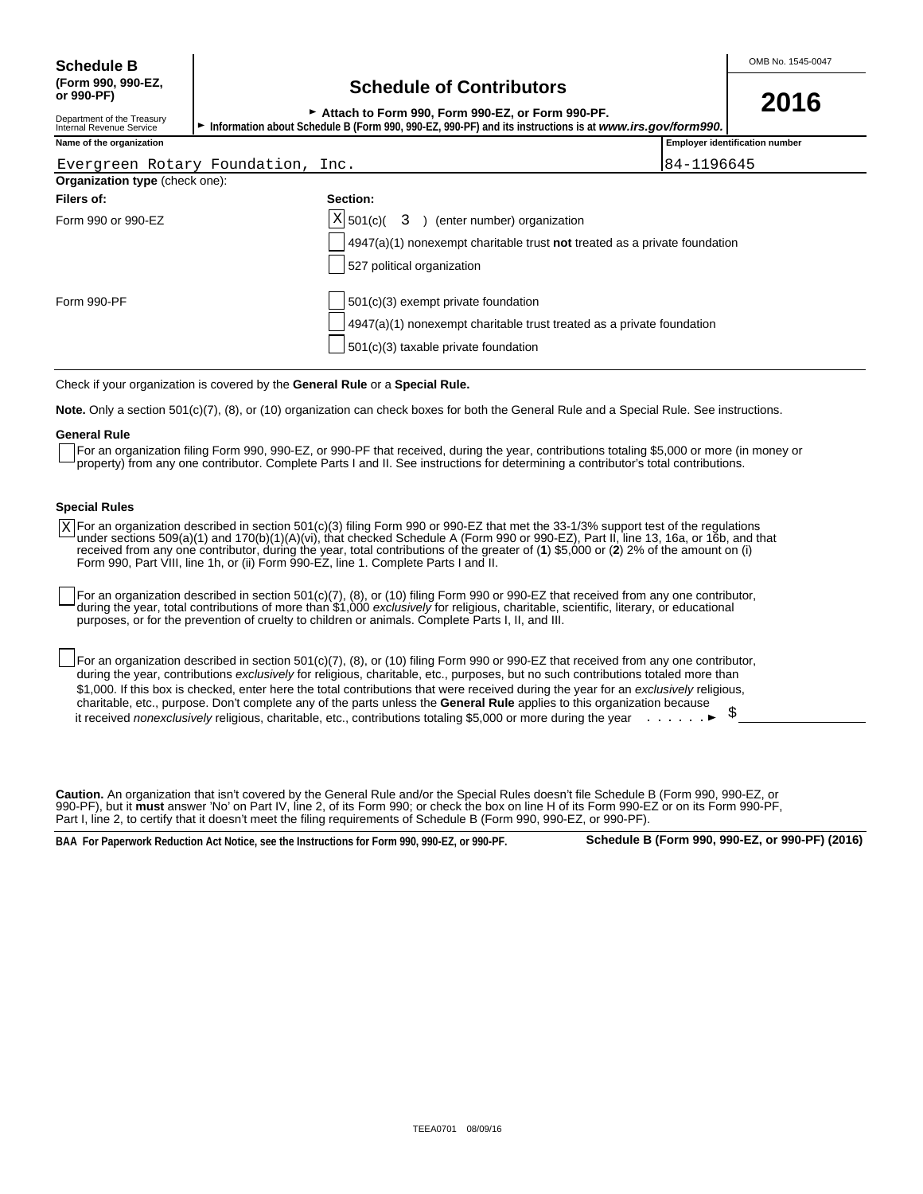**Schedule B**
**(Form 990, 990-EZ, or 990-PF)**

Department of the Treasury
Internal Revenue Service

# Schedule of Contributors

► **Attach to Form 990, Form 990-EZ, or Form 990-PF.**
► **Information about Schedule B (Form 990, 990-EZ, 990-PF) and its instructions is at *www.irs.gov/form990*.**

OMB No. 1545-0047

**2016**

| Name of the organization | Employer identification number |
|---|---|
| Evergreen Rotary Foundation, Inc. | 84-1196645 |

**Organization type** (check one):

| **Filers of:** | **Section:** |
|---|---|
| Form 990 or 990-EZ | [X] 501(c)( 3 ) (enter number) organization |
| | [ ] 4947(a)(1) nonexempt charitable trust **not** treated as a private foundation |
| | [ ] 527 political organization |
| Form 990-PF | [ ] 501(c)(3) exempt private foundation |
| | [ ] 4947(a)(1) nonexempt charitable trust treated as a private foundation |
| | [ ] 501(c)(3) taxable private foundation |

Check if your organization is covered by the **General Rule** or a **Special Rule.**

**Note.** Only a section 501(c)(7), (8), or (10) organization can check boxes for both the General Rule and a Special Rule. See instructions.

**General Rule**

[ ] For an organization filing Form 990, 990-EZ, or 990-PF that received, during the year, contributions totaling $5,000 or more (in money or property) from any one contributor. Complete Parts I and II. See instructions for determining a contributor's total contributions.

**Special Rules**

[X] For an organization described in section 501(c)(3) filing Form 990 or 990-EZ that met the 33-1/3% support test of the regulations under sections 509(a)(1) and 170(b)(1)(A)(vi), that checked Schedule A (Form 990 or 990-EZ), Part II, line 13, 16a, or 16b, and that received from any one contributor, during the year, total contributions of the greater of (**1**) $5,000 or (**2**) 2% of the amount on (i) Form 990, Part VIII, line 1h, or (ii) Form 990-EZ, line 1. Complete Parts I and II.

[ ] For an organization described in section 501(c)(7), (8), or (10) filing Form 990 or 990-EZ that received from any one contributor, during the year, total contributions of more than $1,000 *exclusively* for religious, charitable, scientific, literary, or educational purposes, or for the prevention of cruelty to children or animals. Complete Parts I, II, and III.

[ ] For an organization described in section 501(c)(7), (8), or (10) filing Form 990 or 990-EZ that received from any one contributor, during the year, contributions *exclusively* for religious, charitable, etc., purposes, but no such contributions totaled more than $1,000. If this box is checked, enter here the total contributions that were received during the year for an *exclusively* religious, charitable, etc., purpose. Don't complete any of the parts unless the **General Rule** applies to this organization because it received *nonexclusively* religious, charitable, etc., contributions totaling $5,000 or more during the year . . . . . . ► $ ________

**Caution.** An organization that isn't covered by the General Rule and/or the Special Rules doesn't file Schedule B (Form 990, 990-EZ, or 990-PF), but it **must** answer 'No' on Part IV, line 2, of its Form 990; or check the box on line H of its Form 990-EZ or on its Form 990-PF, Part I, line 2, to certify that it doesn't meet the filing requirements of Schedule B (Form 990, 990-EZ, or 990-PF).

**BAA For Paperwork Reduction Act Notice, see the Instructions for Form 990, 990-EZ, or 990-PF.** **Schedule B (Form 990, 990-EZ, or 990-PF) (2016)**

TEEA0701 08/09/16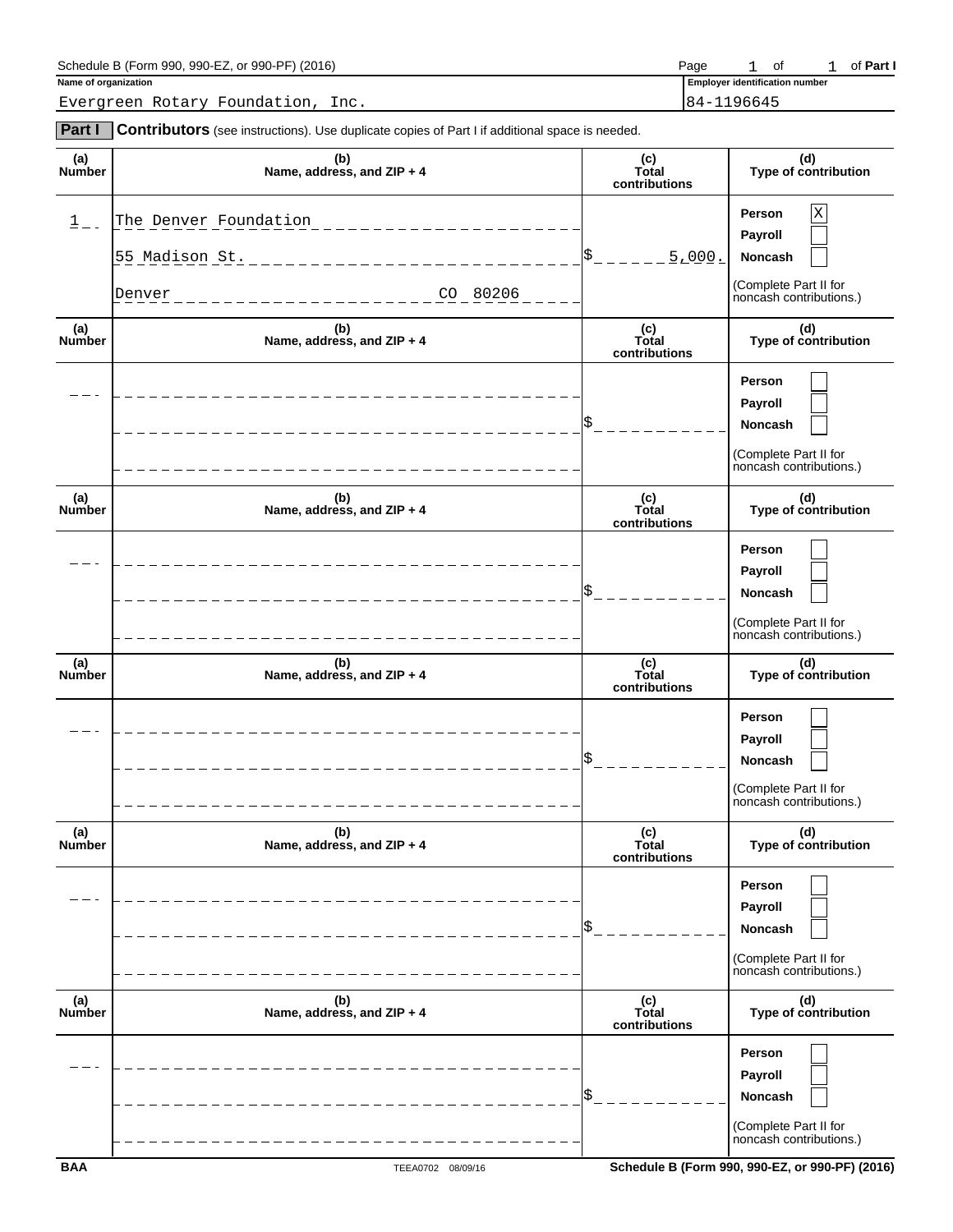Schedule B (Form 990, 990-EZ, or 990-PF) (2016) Page 1 of 1 of **Part I**

**Name of organization**
Evergreen Rotary Foundation, Inc.

**Employer identification number**
84-1196645

**Part I** **Contributors** (see instructions). Use duplicate copies of Part I if additional space is needed.

| (a) Number | (b) Name, address, and ZIP + 4 | (c) Total contributions | (d) Type of contribution |
|---|---|---|---|
| 1 | The Denver Foundation<br>55 Madison St.<br>Denver CO 80206 | $ 5,000. | Person [X]<br>Payroll [ ]<br>Noncash [ ]<br>(Complete Part II for noncash contributions.) |
| | | $ | Person [ ]<br>Payroll [ ]<br>Noncash [ ]<br>(Complete Part II for noncash contributions.) |
| | | $ | Person [ ]<br>Payroll [ ]<br>Noncash [ ]<br>(Complete Part II for noncash contributions.) |
| | | $ | Person [ ]<br>Payroll [ ]<br>Noncash [ ]<br>(Complete Part II for noncash contributions.) |
| | | $ | Person [ ]<br>Payroll [ ]<br>Noncash [ ]<br>(Complete Part II for noncash contributions.) |
| | | $ | Person [ ]<br>Payroll [ ]<br>Noncash [ ]<br>(Complete Part II for noncash contributions.) |

BAA TEEA0702 08/09/16 Schedule B (Form 990, 990-EZ, or 990-PF) (2016)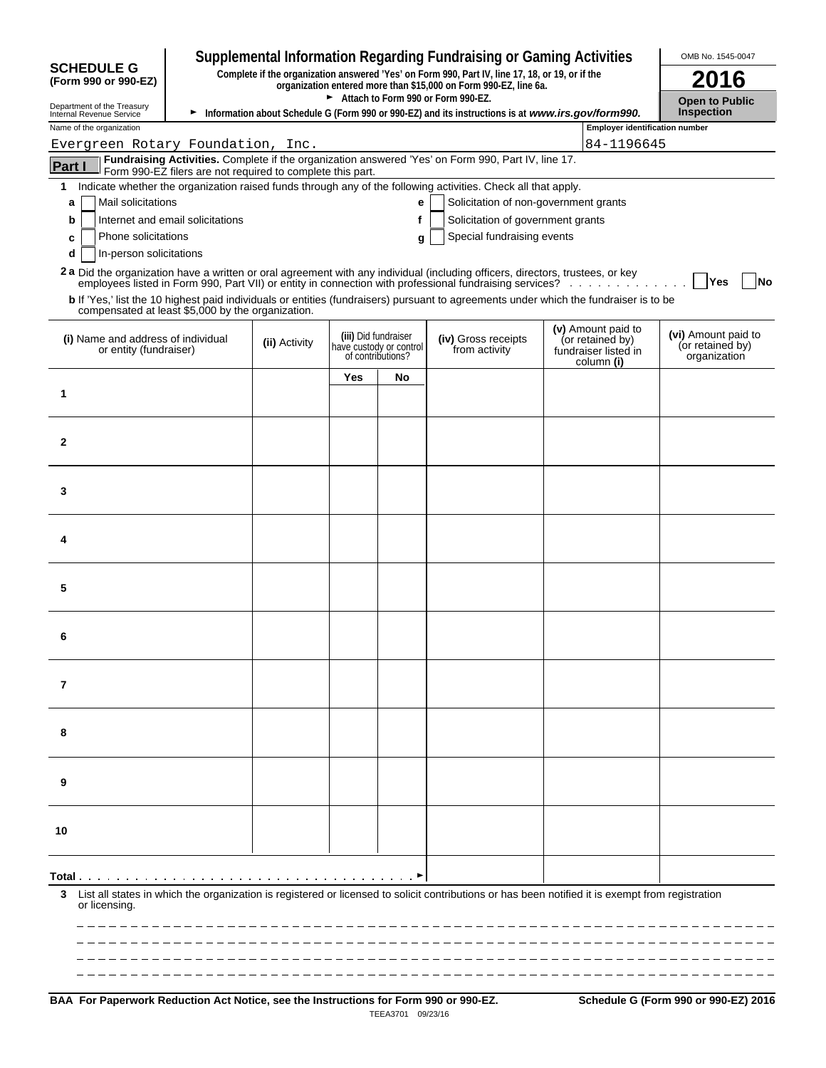**SCHEDULE G (Form 990 or 990-EZ)**

Department of the Treasury
Internal Revenue Service

# Supplemental Information Regarding Fundraising or Gaming Activities

**Complete if the organization answered 'Yes' on Form 990, Part IV, line 17, 18, or 19, or if the organization entered more than $15,000 on Form 990-EZ, line 6a.**

► **Attach to Form 990 or Form 990-EZ.**

► **Information about Schedule G (Form 990 or 990-EZ) and its instructions is at *www.irs.gov/form990.***

OMB No. 1545-0047

**2016**

**Open to Public Inspection**

Name of the organization: Evergreen Rotary Foundation, Inc.

Employer identification number: 84-1196645

**Part I** **Fundraising Activities.** Complete if the organization answered 'Yes' on Form 990, Part IV, line 17. Form 990-EZ filers are not required to complete this part.

**1** Indicate whether the organization raised funds through any of the following activities. Check all that apply.

- **a** ☐ Mail solicitations
- **b** ☐ Internet and email solicitations
- **c** ☐ Phone solicitations
- **d** ☐ In-person solicitations
- **e** ☐ Solicitation of non-government grants
- **f** ☐ Solicitation of government grants
- **g** ☐ Special fundraising events

**2 a** Did the organization have a written or oral agreement with any individual (including officers, directors, trustees, or key employees listed in Form 990, Part VII) or entity in connection with professional fundraising services? ☐ **Yes** ☐ **No**

**b** If 'Yes,' list the 10 highest paid individuals or entities (fundraisers) pursuant to agreements under which the fundraiser is to be compensated at least $5,000 by the organization.

| **(i)** Name and address of individual or entity (fundraiser) | **(ii)** Activity | **(iii)** Did fundraiser have custody or control of contributions? | | **(iv)** Gross receipts from activity | **(v)** Amount paid to (or retained by) fundraiser listed in column **(i)** | **(vi)** Amount paid to (or retained by) organization |
|---|---|---|---|---|---|---|
| | | **Yes** | **No** | | | |
| 1 | | | | | | |
| 2 | | | | | | |
| 3 | | | | | | |
| 4 | | | | | | |
| 5 | | | | | | |
| 6 | | | | | | |
| 7 | | | | | | |
| 8 | | | | | | |
| 9 | | | | | | |
| 10 | | | | | | |
| **Total** ► | | | | | | |

**3** List all states in which the organization is registered or licensed to solicit contributions or has been notified it is exempt from registration or licensing.

**BAA For Paperwork Reduction Act Notice, see the Instructions for Form 990 or 990-EZ.** TEEA3701 09/23/16 **Schedule G (Form 990 or 990-EZ) 2016**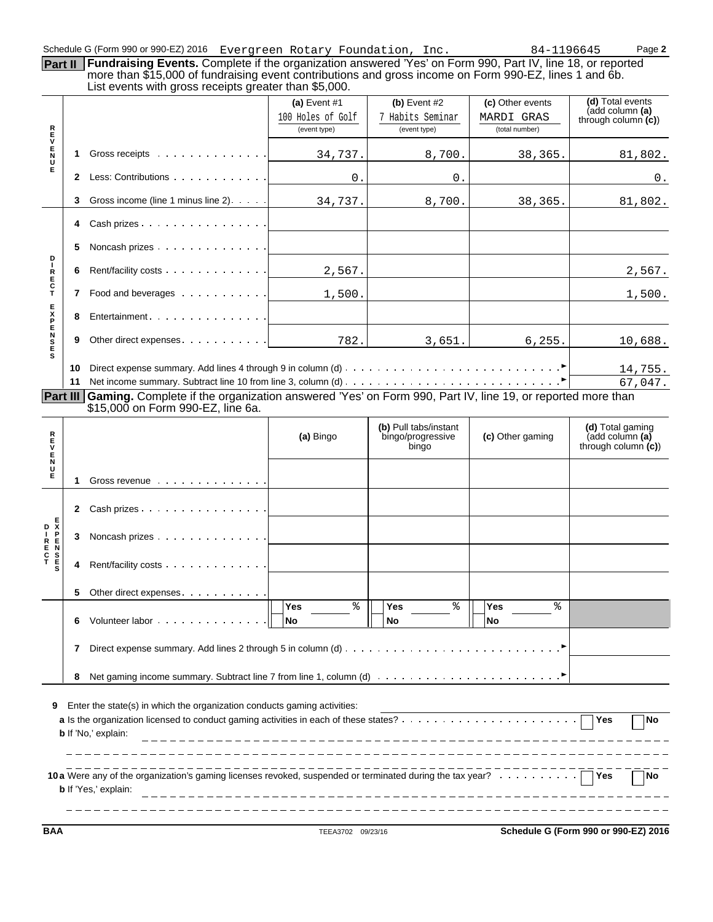Schedule G (Form 990 or 990-EZ) 2016 Evergreen Rotary Foundation, Inc. 84-1196645

## Part II Fundraising Events.

Complete if the organization answered 'Yes' on Form 990, Part IV, line 18, or reported more than $15,000 of fundraising event contributions and gross income on Form 990-EZ, lines 1 and 6b. List events with gross receipts greater than $5,000.

| | | (a) Event #1<br>100 Holes of Golf<br>(event type) | (b) Event #2<br>7 Habits Seminar<br>(event type) | (c) Other events<br>MARDI GRAS<br>(total number) | (d) Total events (add column (a) through column (c)) |
|---|---|---|---|---|---|
| REVENUE | 1 Gross receipts | 34,737. | 8,700. | 38,365. | 81,802. |
| | 2 Less: Contributions | 0. | 0. | | 0. |
| | 3 Gross income (line 1 minus line 2) | 34,737. | 8,700. | 38,365. | 81,802. |
| DIRECT EXPENSES | 4 Cash prizes | | | | |
| | 5 Noncash prizes | | | | |
| | 6 Rent/facility costs | 2,567. | | | 2,567. |
| | 7 Food and beverages | 1,500. | | | 1,500. |
| | 8 Entertainment | | | | |
| | 9 Other direct expenses | 782. | 3,651. | 6,255. | 10,688. |
| | 10 Direct expense summary. Add lines 4 through 9 in column (d) | | | | 14,755. |
| | 11 Net income summary. Subtract line 10 from line 3, column (d) | | | | 67,047. |

## Part III Gaming.

Complete if the organization answered 'Yes' on Form 990, Part IV, line 19, or reported more than $15,000 on Form 990-EZ, line 6a.

| | | (a) Bingo | (b) Pull tabs/instant bingo/progressive bingo | (c) Other gaming | (d) Total gaming (add column (a) through column (c)) |
|---|---|---|---|---|---|
| REVENUE | 1 Gross revenue | | | | |
| DIRECT EXPENSES | 2 Cash prizes | | | | |
| | 3 Noncash prizes | | | | |
| | 4 Rent/facility costs | | | | |
| | 5 Other direct expenses | | | | |
| | 6 Volunteer labor | Yes % / No | Yes % / No | Yes % / No | |
| | 7 Direct expense summary. Add lines 2 through 5 in column (d) | | | | |
| | 8 Net gaming income summary. Subtract line 7 from line 1, column (d) | | | | |

9 Enter the state(s) in which the organization conducts gaming activities:

a Is the organization licensed to conduct gaming activities in each of these states? Yes No

b If 'No,' explain:

10a Were any of the organization's gaming licenses revoked, suspended or terminated during the tax year? Yes No

b If 'Yes,' explain:

BAA TEEA3702 09/23/16 Schedule G (Form 990 or 990-EZ) 2016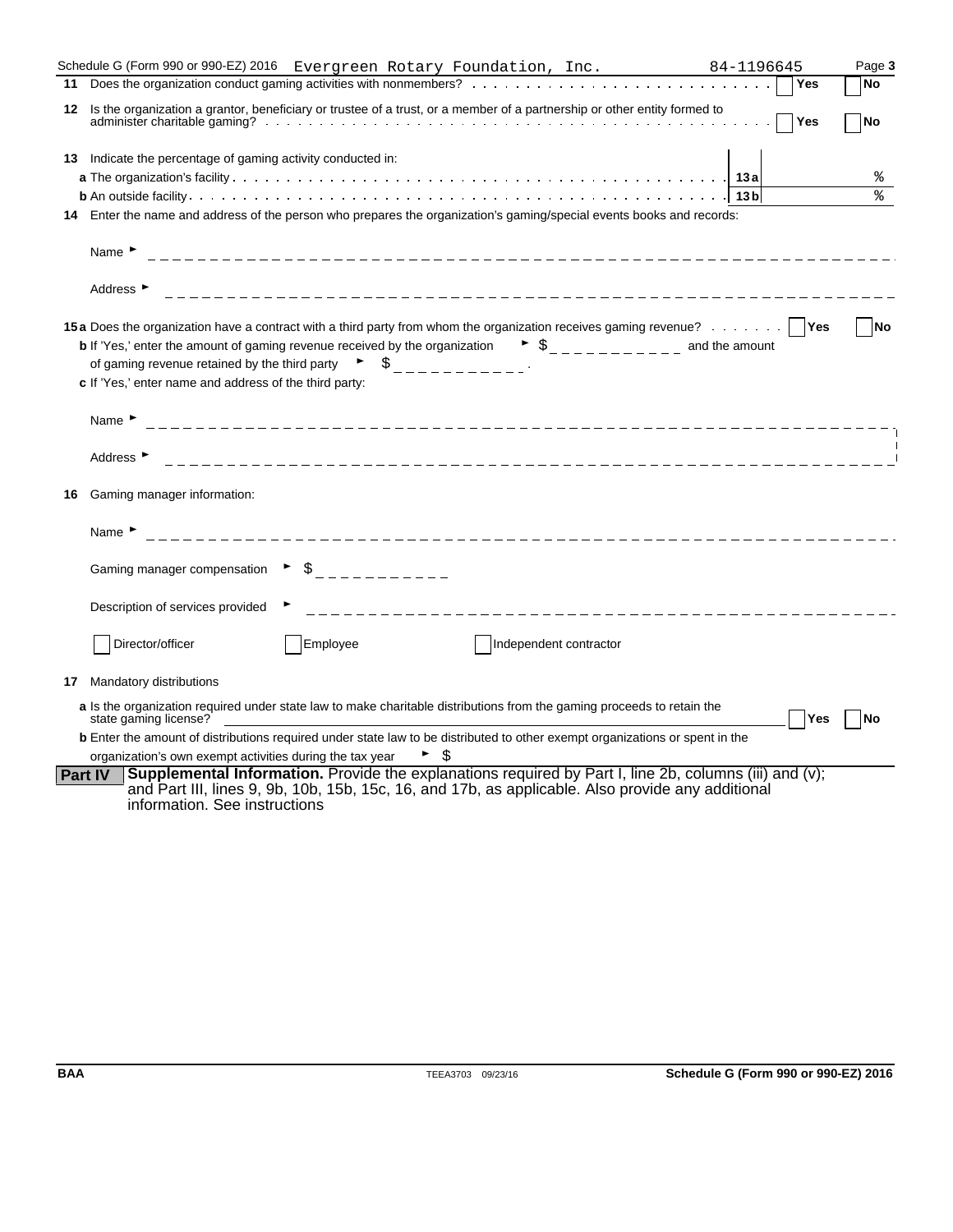Schedule G (Form 990 or 990-EZ) 2016 Evergreen Rotary Foundation, Inc. 84-1196645 Page **3**

**11** Does the organization conduct gaming activities with nonmembers? ☐ **Yes** ☐ **No**

**12** Is the organization a grantor, beneficiary or trustee of a trust, or a member of a partnership or other entity formed to administer charitable gaming? ☐ **Yes** ☐ **No**

**13** Indicate the percentage of gaming activity conducted in:

**a** The organization's facility **13a** %

**b** An outside facility **13b** %

**14** Enter the name and address of the person who prepares the organization's gaming/special events books and records:

Name ►

Address ►

**15a** Does the organization have a contract with a third party from whom the organization receives gaming revenue? ☐ **Yes** ☐ **No**

**b** If 'Yes,' enter the amount of gaming revenue received by the organization ► $ \_\_\_\_\_\_\_\_\_\_ and the amount of gaming revenue retained by the third party ► $ \_\_\_\_\_\_\_\_\_\_.

**c** If 'Yes,' enter name and address of the third party:

Name ►

Address ►

**16** Gaming manager information:

Name ►

Gaming manager compensation ► $

Description of services provided ►

☐ Director/officer ☐ Employee ☐ Independent contractor

**17** Mandatory distributions

**a** Is the organization required under state law to make charitable distributions from the gaming proceeds to retain the state gaming license? ☐ **Yes** ☐ **No**

**b** Enter the amount of distributions required under state law to be distributed to other exempt organizations or spent in the organization's own exempt activities during the tax year ► $

**Part IV** **Supplemental Information.** Provide the explanations required by Part I, line 2b, columns (iii) and (v); and Part III, lines 9, 9b, 10b, 15b, 15c, 16, and 17b, as applicable. Also provide any additional information. See instructions

BAA TEEA3703 09/23/16 **Schedule G (Form 990 or 990-EZ) 2016**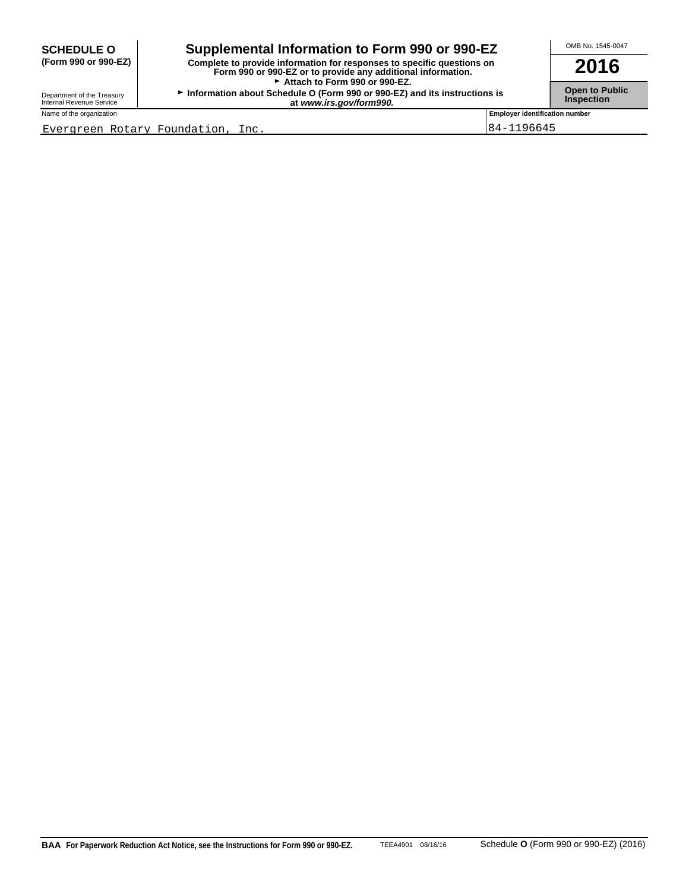**SCHEDULE O**
**(Form 990 or 990-EZ)**

Department of the Treasury
Internal Revenue Service

# Supplemental Information to Form 990 or 990-EZ

**Complete to provide information for responses to specific questions on Form 990 or 990-EZ or to provide any additional information.**
**► Attach to Form 990 or 990-EZ.**
**► Information about Schedule O (Form 990 or 990-EZ) and its instructions is at *www.irs.gov/form990.***

OMB No. 1545-0047

**2016**

**Open to Public Inspection**

| Name of the organization | Employer identification number |
|---|---|
| Evergreen Rotary Foundation, Inc. | 84-1196645 |

**BAA For Paperwork Reduction Act Notice, see the Instructions for Form 990 or 990-EZ.** TEEA4901 08/16/16 Schedule **O** (Form 990 or 990-EZ) (2016)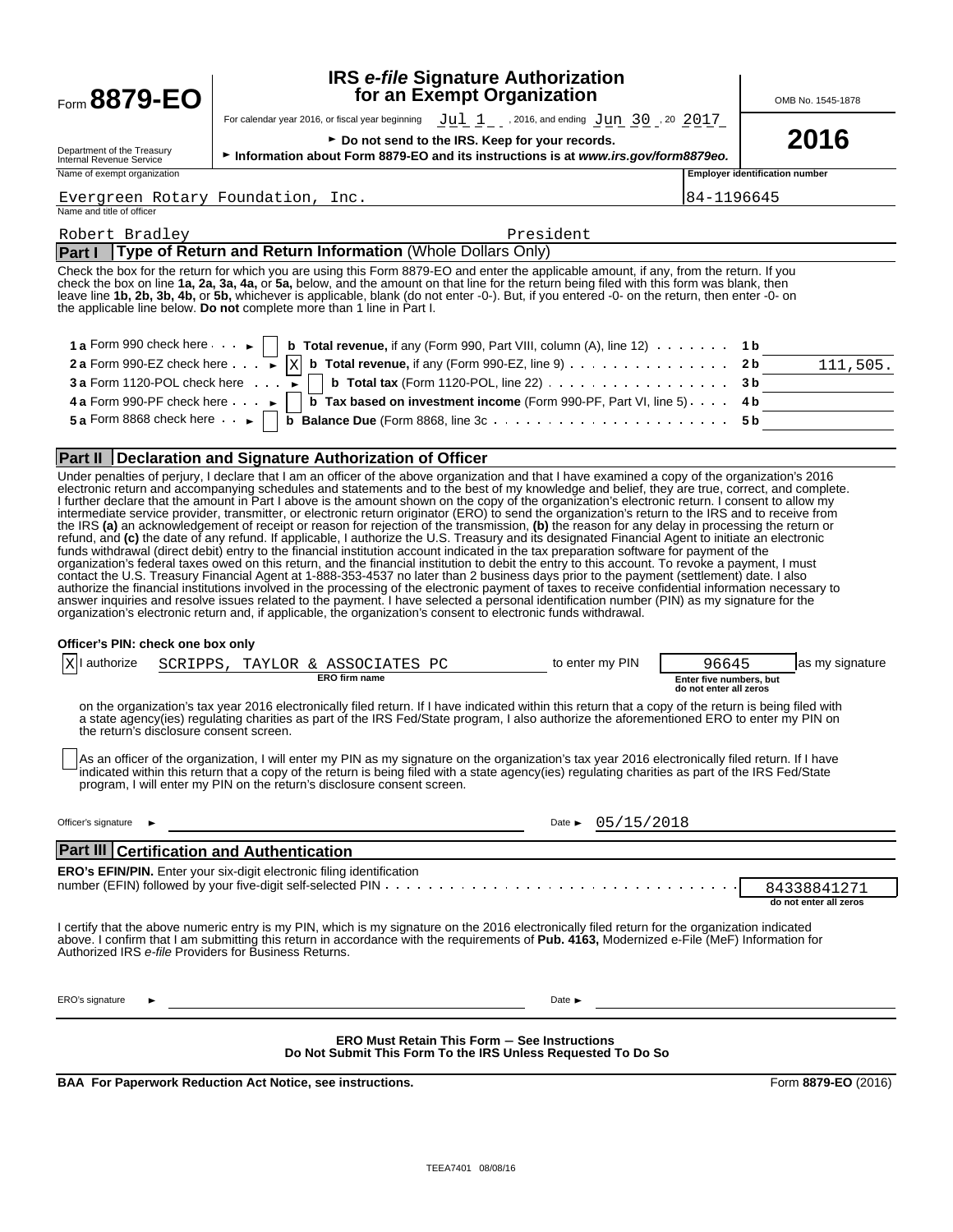Form **8879-EO**

Department of the Treasury
Internal Revenue Service

# IRS *e-file* Signature Authorization for an Exempt Organization

For calendar year 2016, or fiscal year beginning Jul 1, 2016, and ending Jun 30, 20 2017

► Do not send to the IRS. Keep for your records.

► Information about Form 8879-EO and its instructions is at *www.irs.gov/form8879eo.*

OMB No. 1545-1878

**2016**

| Name of exempt organization | Employer identification number |
|---|---|
| Evergreen Rotary Foundation, Inc. | 84-1196645 |

Name and title of officer

Robert Bradley President

## Part I Type of Return and Return Information (Whole Dollars Only)

Check the box for the return for which you are using this Form 8879-EO and enter the applicable amount, if any, from the return. If you check the box on line **1a, 2a, 3a, 4a,** or **5a,** below, and the amount on that line for the return being filed with this form was blank, then leave line **1b, 2b, 3b, 4b,** or **5b,** whichever is applicable, blank (do not enter -0-). But, if you entered -0- on the return, then enter -0- on the applicable line below. **Do not** complete more than 1 line in Part I.

| | | | |
|---|---|---|---|
| **1 a** Form 990 check here ► [ ] | **b Total revenue,** if any (Form 990, Part VIII, column (A), line 12) | **1 b** | |
| **2 a** Form 990-EZ check here ► [X] | **b Total revenue,** if any (Form 990-EZ, line 9) | **2 b** | 111,505. |
| **3 a** Form 1120-POL check here ► [ ] | **b Total tax** (Form 1120-POL, line 22) | **3 b** | |
| **4 a** Form 990-PF check here ► [ ] | **b Tax based on investment income** (Form 990-PF, Part VI, line 5) | **4 b** | |
| **5 a** Form 8868 check here ► [ ] | **b Balance Due** (Form 8868, line 3c | **5 b** | |

## Part II Declaration and Signature Authorization of Officer

Under penalties of perjury, I declare that I am an officer of the above organization and that I have examined a copy of the organization's 2016 electronic return and accompanying schedules and statements and to the best of my knowledge and belief, they are true, correct, and complete. I further declare that the amount in Part I above is the amount shown on the copy of the organization's electronic return. I consent to allow my intermediate service provider, transmitter, or electronic return originator (ERO) to send the organization's return to the IRS and to receive from the IRS **(a)** an acknowledgement of receipt or reason for rejection of the transmission, **(b)** the reason for any delay in processing the return or refund, and **(c)** the date of any refund. If applicable, I authorize the U.S. Treasury and its designated Financial Agent to initiate an electronic funds withdrawal (direct debit) entry to the financial institution account indicated in the tax preparation software for payment of the organization's federal taxes owed on this return, and the financial institution to debit the entry to this account. To revoke a payment, I must contact the U.S. Treasury Financial Agent at 1-888-353-4537 no later than 2 business days prior to the payment (settlement) date. I also authorize the financial institutions involved in the processing of the electronic payment of taxes to receive confidential information necessary to answer inquiries and resolve issues related to the payment. I have selected a personal identification number (PIN) as my signature for the organization's electronic return and, if applicable, the organization's consent to electronic funds withdrawal.

**Officer's PIN: check one box only**

[X] I authorize SCRIPPS, TAYLOR & ASSOCIATES PC (ERO firm name) to enter my PIN 96645 (Enter five numbers, but do not enter all zeros) as my signature on the organization's tax year 2016 electronically filed return. If I have indicated within this return that a copy of the return is being filed with a state agency(ies) regulating charities as part of the IRS Fed/State program, I also authorize the aforementioned ERO to enter my PIN on the return's disclosure consent screen.

[ ] As an officer of the organization, I will enter my PIN as my signature on the organization's tax year 2016 electronically filed return. If I have indicated within this return that a copy of the return is being filed with a state agency(ies) regulating charities as part of the IRS Fed/State program, I will enter my PIN on the return's disclosure consent screen.

Officer's signature ► Date ► 05/15/2018

## Part III Certification and Authentication

**ERO's EFIN/PIN.** Enter your six-digit electronic filing identification number (EFIN) followed by your five-digit self-selected PIN: 84338841271 (do not enter all zeros)

I certify that the above numeric entry is my PIN, which is my signature on the 2016 electronically filed return for the organization indicated above. I confirm that I am submitting this return in accordance with the requirements of **Pub. 4163,** Modernized e-File (MeF) Information for Authorized IRS *e-file* Providers for Business Returns.

ERO's signature ► Date ►

**ERO Must Retain This Form – See Instructions**
**Do Not Submit This Form To the IRS Unless Requested To Do So**

**BAA For Paperwork Reduction Act Notice, see instructions.** Form **8879-EO** (2016)

TEEA7401 08/08/16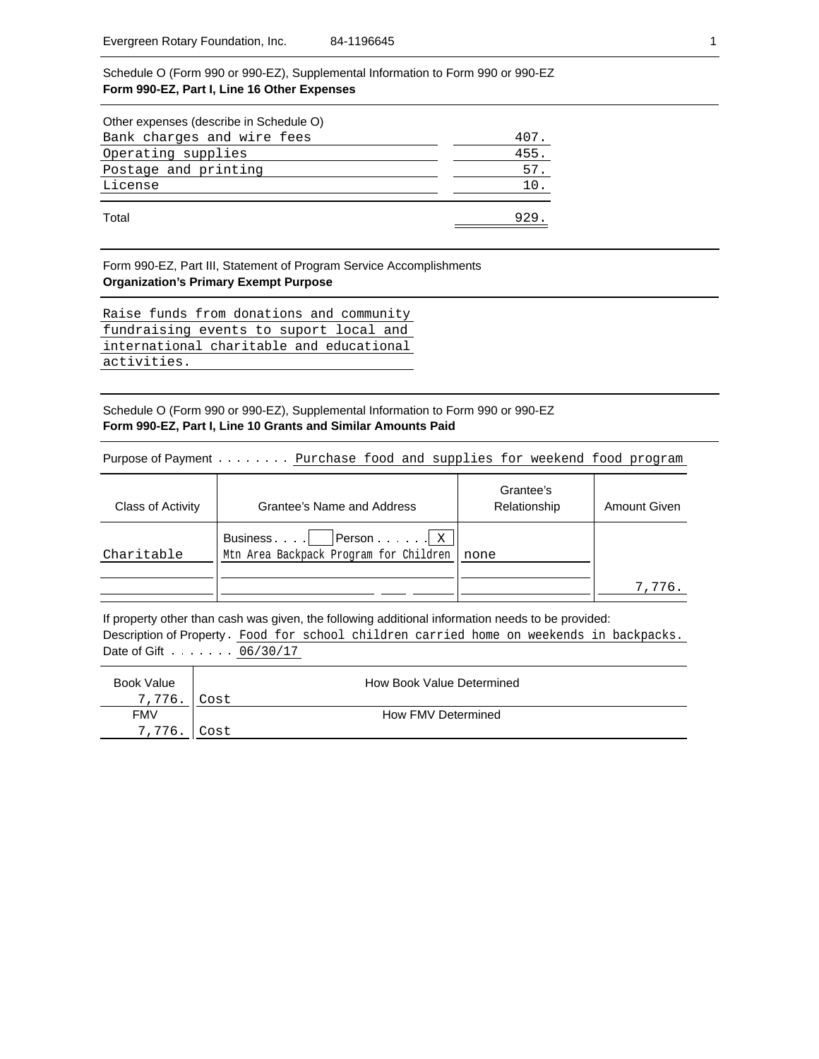Schedule O (Form 990 or 990-EZ), Supplemental Information to Form 990 or 990-EZ
**Form 990-EZ, Part I, Line 16 Other Expenses**

| Other expenses (describe in Schedule O) | |
|---|---|
| Bank charges and wire fees | 407. |
| Operating supplies | 455. |
| Postage and printing | 57. |
| License | 10. |
| Total | 929. |

Form 990-EZ, Part III, Statement of Program Service Accomplishments
**Organization's Primary Exempt Purpose**

Raise funds from donations and community fundraising events to suport local and international charitable and educational activities.

Schedule O (Form 990 or 990-EZ), Supplemental Information to Form 990 or 990-EZ
**Form 990-EZ, Part I, Line 10 Grants and Similar Amounts Paid**

Purpose of Payment . . . . . . . . Purchase food and supplies for weekend food program

| Class of Activity | Grantee's Name and Address | Grantee's Relationship | Amount Given |
|---|---|---|---|
| Charitable | Business . . . . [ ] Person . . . . . . [X]<br>Mtn Area Backpack Program for Children | none | 7,776. |

If property other than cash was given, the following additional information needs to be provided:
Description of Property . Food for school children carried home on weekends in backpacks.
Date of Gift . . . . . . . 06/30/17

| Book Value | How Book Value Determined |
|---|---|
| 7,776. | Cost |
| **FMV** | **How FMV Determined** |
| 7,776. | Cost |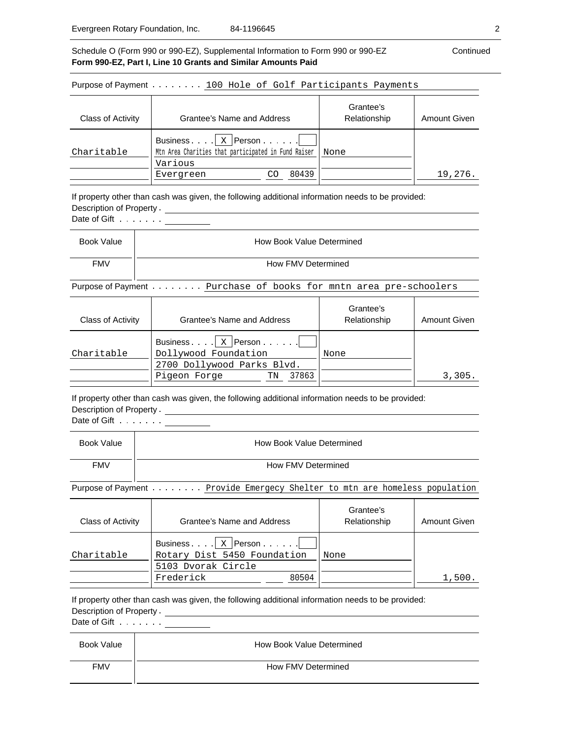Evergreen Rotary Foundation, Inc. 84-1196645

Schedule O (Form 990 or 990-EZ), Supplemental Information to Form 990 or 990-EZ Continued

**Form 990-EZ, Part I, Line 10 Grants and Similar Amounts Paid**

Purpose of Payment . . . . . . . . 100 Hole of Golf Participants Payments

| Class of Activity | Grantee's Name and Address | Grantee's Relationship | Amount Given |
|---|---|---|---|
| Charitable | Business . . . . [X] Person . . . . . . [ ]<br>Mtn Area Charities that participated in Fund Raiser<br>Various<br>Evergreen CO 80439 | None | 19,276. |

If property other than cash was given, the following additional information needs to be provided:

Description of Property .

Date of Gift . . . . . . .

| Book Value | How Book Value Determined |
|---|---|
| FMV | How FMV Determined |

Purpose of Payment . . . . . . . . Purchase of books for mntn area pre-schoolers

| Class of Activity | Grantee's Name and Address | Grantee's Relationship | Amount Given |
|---|---|---|---|
| Charitable | Business . . . . [X] Person . . . . . . [ ]<br>Dollywood Foundation<br>2700 Dollywood Parks Blvd.<br>Pigeon Forge TN 37863 | None | 3,305. |

If property other than cash was given, the following additional information needs to be provided:

Description of Property .

Date of Gift . . . . . . .

| Book Value | How Book Value Determined |
|---|---|
| FMV | How FMV Determined |

Purpose of Payment . . . . . . . . Provide Emergecy Shelter to mtn are homeless population

| Class of Activity | Grantee's Name and Address | Grantee's Relationship | Amount Given |
|---|---|---|---|
| Charitable | Business . . . . [X] Person . . . . . . [ ]<br>Rotary Dist 5450 Foundation<br>5103 Dvorak Circle<br>Frederick 80504 | None | 1,500. |

If property other than cash was given, the following additional information needs to be provided:

Description of Property .

Date of Gift . . . . . . .

| Book Value | How Book Value Determined |
|---|---|
| FMV | How FMV Determined |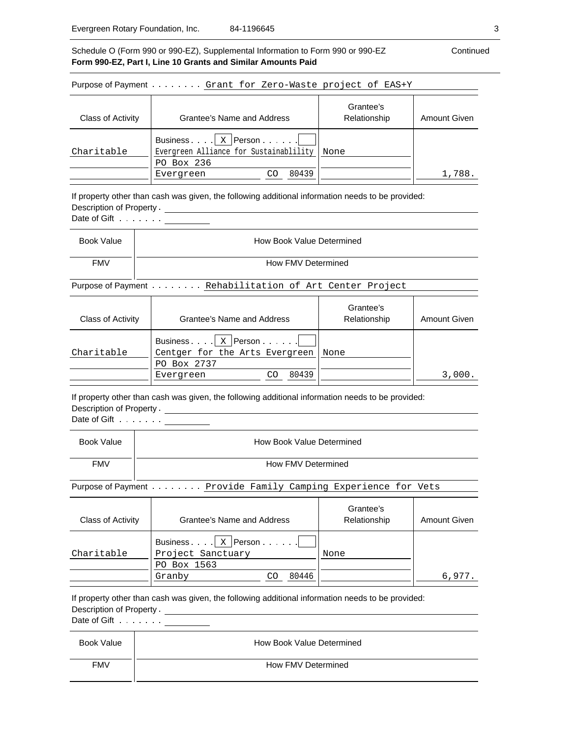Schedule O (Form 990 or 990-EZ), Supplemental Information to Form 990 or 990-EZ Continued

**Form 990-EZ, Part I, Line 10 Grants and Similar Amounts Paid**

Purpose of Payment . . . . . . . . Grant for Zero-Waste project of EAS+Y

| Class of Activity | Grantee's Name and Address | Grantee's Relationship | Amount Given |
|---|---|---|---|
| Charitable | Business . . . . [X] Person . . . . . . [ ]<br>Evergreen Alliance for Sustainablility<br>PO Box 236<br>Evergreen CO 80439 | None | 1,788. |

If property other than cash was given, the following additional information needs to be provided:

Description of Property .

Date of Gift . . . . . . .

| Book Value | How Book Value Determined |
|---|---|
| FMV | How FMV Determined |

Purpose of Payment . . . . . . . . Rehabilitation of Art Center Project

| Class of Activity | Grantee's Name and Address | Grantee's Relationship | Amount Given |
|---|---|---|---|
| Charitable | Business . . . . [X] Person . . . . . . [ ]<br>Centger for the Arts Evergreen<br>PO Box 2737<br>Evergreen CO 80439 | None | 3,000. |

If property other than cash was given, the following additional information needs to be provided:

Description of Property .

Date of Gift . . . . . . .

| Book Value | How Book Value Determined |
|---|---|
| FMV | How FMV Determined |

Purpose of Payment . . . . . . . . Provide Family Camping Experience for Vets

| Class of Activity | Grantee's Name and Address | Grantee's Relationship | Amount Given |
|---|---|---|---|
| Charitable | Business . . . . [X] Person . . . . . . [ ]<br>Project Sanctuary<br>PO Box 1563<br>Granby CO 80446 | None | 6,977. |

If property other than cash was given, the following additional information needs to be provided:

Description of Property .

Date of Gift . . . . . . .

| Book Value | How Book Value Determined |
|---|---|
| FMV | How FMV Determined |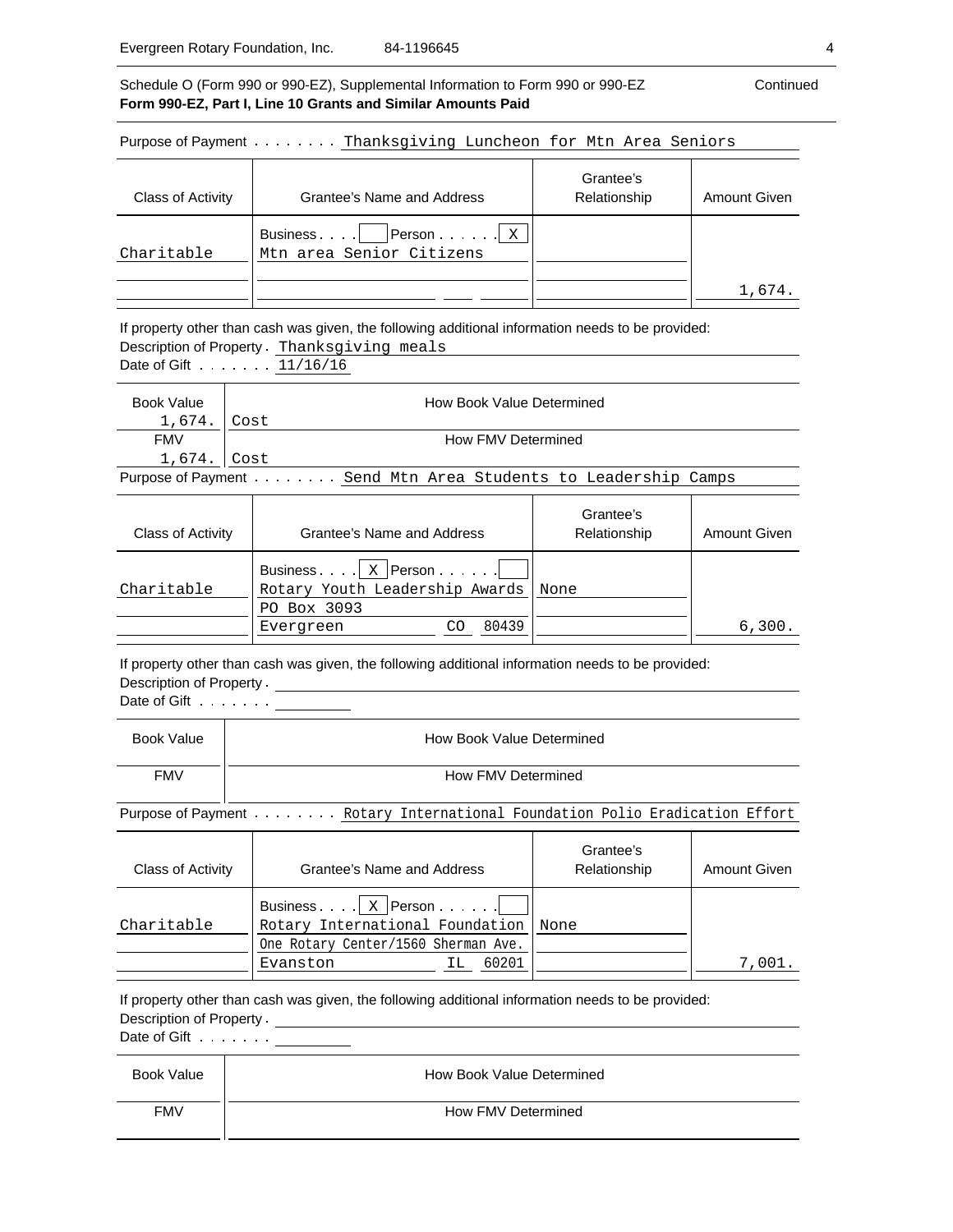Schedule O (Form 990 or 990-EZ), Supplemental Information to Form 990 or 990-EZ — Continued

**Form 990-EZ, Part I, Line 10 Grants and Similar Amounts Paid**

Purpose of Payment . . . . . . . . Thanksgiving Luncheon for Mtn Area Seniors

| Class of Activity | Grantee's Name and Address | Grantee's Relationship | Amount Given |
|---|---|---|---|
| Charitable | Business . . . . [ ] Person . . . . . . [X]<br>Mtn area Senior Citizens | | 1,674. |

If property other than cash was given, the following additional information needs to be provided:

Description of Property . Thanksgiving meals

Date of Gift . . . . . . . 11/16/16

| Book Value | How Book Value Determined |
|---|---|
| 1,674. | Cost |
| **FMV** | **How FMV Determined** |
| 1,674. | Cost |

Purpose of Payment . . . . . . . . Send Mtn Area Students to Leadership Camps

| Class of Activity | Grantee's Name and Address | Grantee's Relationship | Amount Given |
|---|---|---|---|
| Charitable | Business . . . . [X] Person . . . . . . [ ]<br>Rotary Youth Leadership Awards<br>PO Box 3093<br>Evergreen CO 80439 | None | 6,300. |

If property other than cash was given, the following additional information needs to be provided:

Description of Property .

Date of Gift . . . . . . .

| Book Value | How Book Value Determined |
|---|---|
| | |
| **FMV** | **How FMV Determined** |
| | |

Purpose of Payment . . . . . . . . Rotary International Foundation Polio Eradication Effort

| Class of Activity | Grantee's Name and Address | Grantee's Relationship | Amount Given |
|---|---|---|---|
| Charitable | Business . . . . [X] Person . . . . . . [ ]<br>Rotary International Foundation<br>One Rotary Center/1560 Sherman Ave.<br>Evanston IL 60201 | None | 7,001. |

If property other than cash was given, the following additional information needs to be provided:

Description of Property .

Date of Gift . . . . . . .

| Book Value | How Book Value Determined |
|---|---|
| | |
| **FMV** | **How FMV Determined** |
| | |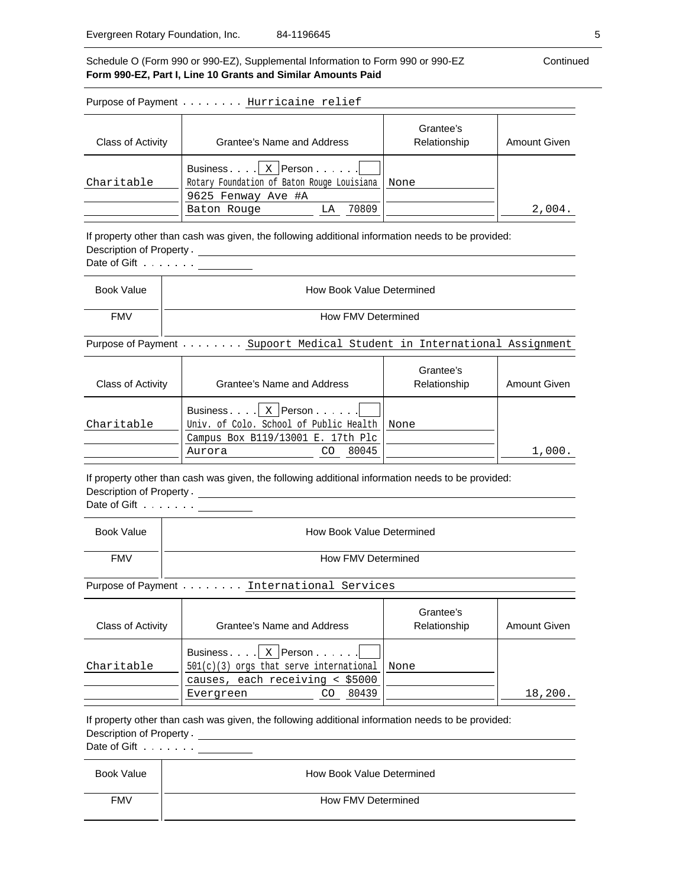Evergreen Rotary Foundation, Inc. 84-1196645

Schedule O (Form 990 or 990-EZ), Supplemental Information to Form 990 or 990-EZ Continued
**Form 990-EZ, Part I, Line 10 Grants and Similar Amounts Paid**

Purpose of Payment . . . . . . . . Hurricaine relief

| Class of Activity | Grantee's Name and Address | Grantee's Relationship | Amount Given |
|---|---|---|---|
| Charitable | Business . . . . [X] Person . . . . . . [ ]<br>Rotary Foundation of Baton Rouge Louisiana<br>9625 Fenway Ave #A<br>Baton Rouge LA 70809 | None | 2,004. |

If property other than cash was given, the following additional information needs to be provided:
Description of Property .
Date of Gift . . . . . . .

| Book Value | How Book Value Determined |
|---|---|
| FMV | How FMV Determined |

Purpose of Payment . . . . . . . . Supoort Medical Student in International Assignment

| Class of Activity | Grantee's Name and Address | Grantee's Relationship | Amount Given |
|---|---|---|---|
| Charitable | Business . . . . [X] Person . . . . . . [ ]<br>Univ. of Colo. School of Public Health<br>Campus Box B119/13001 E. 17th Plc<br>Aurora CO 80045 | None | 1,000. |

If property other than cash was given, the following additional information needs to be provided:
Description of Property .
Date of Gift . . . . . . .

| Book Value | How Book Value Determined |
|---|---|
| FMV | How FMV Determined |

Purpose of Payment . . . . . . . . International Services

| Class of Activity | Grantee's Name and Address | Grantee's Relationship | Amount Given |
|---|---|---|---|
| Charitable | Business . . . . [X] Person . . . . . . [ ]<br>501(c)(3) orgs that serve international<br>causes, each receiving < $5000<br>Evergreen CO 80439 | None | 18,200. |

If property other than cash was given, the following additional information needs to be provided:
Description of Property .
Date of Gift . . . . . . .

| Book Value | How Book Value Determined |
|---|---|
| FMV | How FMV Determined |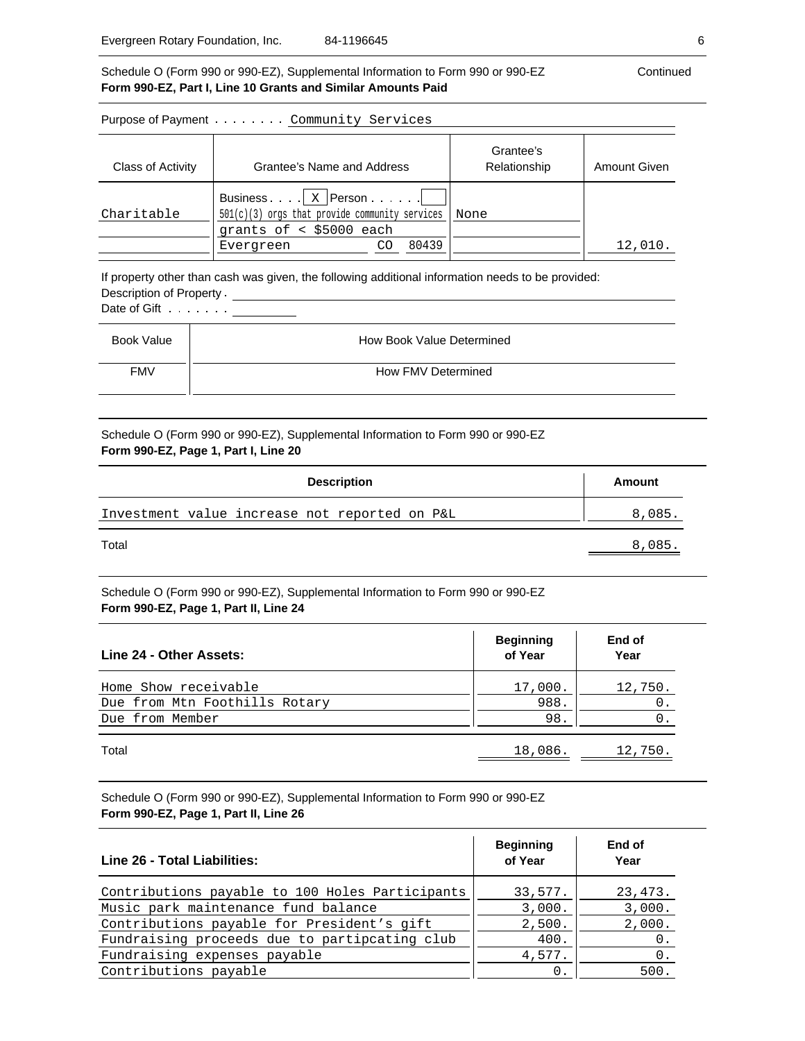Schedule O (Form 990 or 990-EZ), Supplemental Information to Form 990 or 990-EZ Continued

**Form 990-EZ, Part I, Line 10 Grants and Similar Amounts Paid**

Purpose of Payment . . . . . . . . Community Services

| Class of Activity | Grantee's Name and Address | Grantee's Relationship | Amount Given |
|---|---|---|---|
| Charitable | Business . . . . [X] Person . . . . . [ ]<br>501(c)(3) orgs that provide community services<br>grants of < $5000 each<br>Evergreen CO 80439 | None | 12,010. |

If property other than cash was given, the following additional information needs to be provided:

Description of Property .

Date of Gift . . . . . . .

| Book Value | How Book Value Determined |
|---|---|
| FMV | How FMV Determined |
| | |

Schedule O (Form 990 or 990-EZ), Supplemental Information to Form 990 or 990-EZ

**Form 990-EZ, Page 1, Part I, Line 20**

| Description | Amount |
|---|---|
| Investment value increase not reported on P&L | 8,085. |
| Total | 8,085. |

Schedule O (Form 990 or 990-EZ), Supplemental Information to Form 990 or 990-EZ

**Form 990-EZ, Page 1, Part II, Line 24**

| Line 24 - Other Assets: | Beginning of Year | End of Year |
|---|---|---|
| Home Show receivable | 17,000. | 12,750. |
| Due from Mtn Foothills Rotary | 988. | 0. |
| Due from Member | 98. | 0. |
| Total | 18,086. | 12,750. |

Schedule O (Form 990 or 990-EZ), Supplemental Information to Form 990 or 990-EZ

**Form 990-EZ, Page 1, Part II, Line 26**

| Line 26 - Total Liabilities: | Beginning of Year | End of Year |
|---|---|---|
| Contributions payable to 100 Holes Participants | 33,577. | 23,473. |
| Music park maintenance fund balance | 3,000. | 3,000. |
| Contributions payable for President's gift | 2,500. | 2,000. |
| Fundraising proceeds due to partipcating club | 400. | 0. |
| Fundraising expenses payable | 4,577. | 0. |
| Contributions payable | 0. | 500. |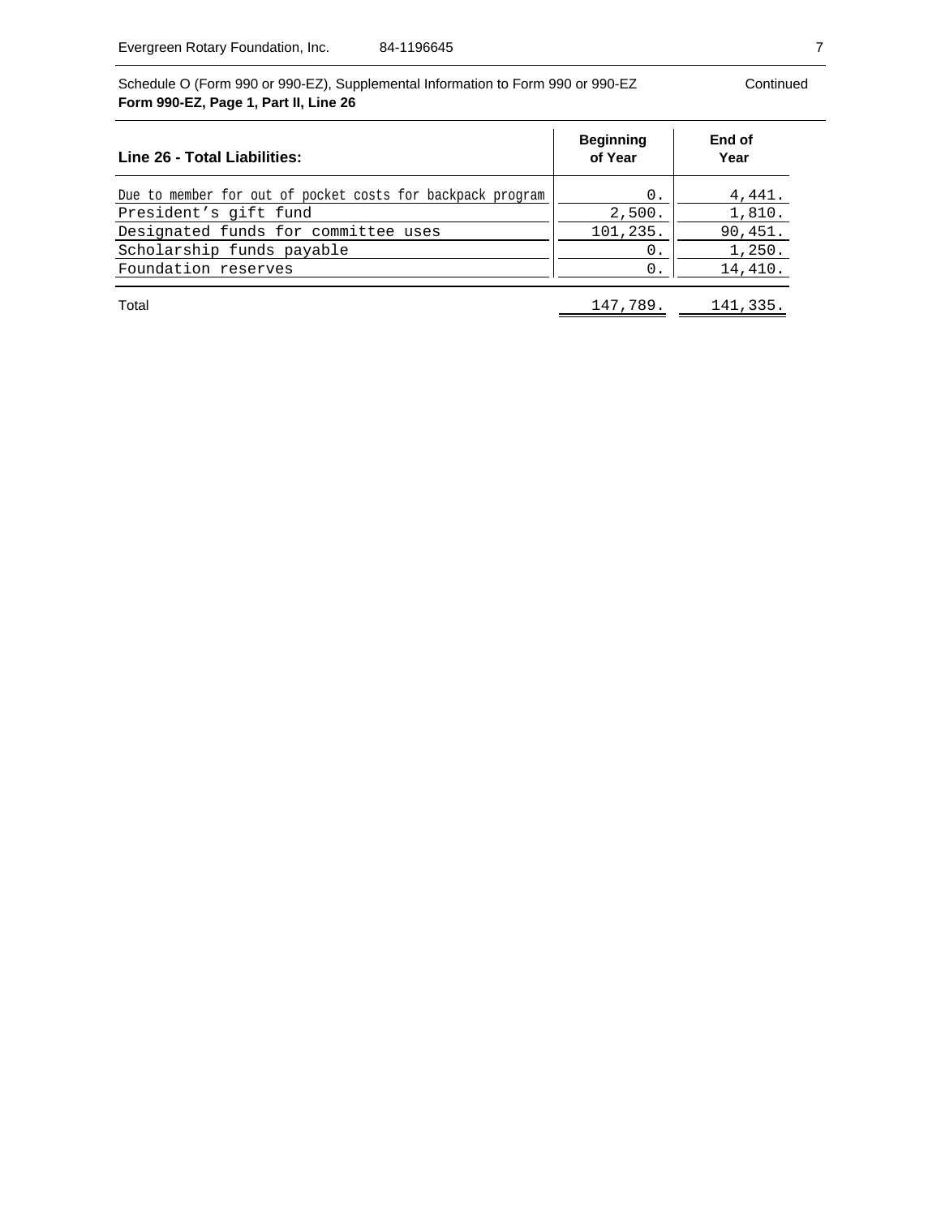Schedule O (Form 990 or 990-EZ), Supplemental Information to Form 990 or 990-EZ Continued

**Form 990-EZ, Page 1, Part II, Line 26**

| Line 26 - Total Liabilities: | Beginning of Year | End of Year |
|---|---|---|
| Due to member for out of pocket costs for backpack program | 0. | 4,441. |
| President's gift fund | 2,500. | 1,810. |
| Designated funds for committee uses | 101,235. | 90,451. |
| Scholarship funds payable | 0. | 1,250. |
| Foundation reserves | 0. | 14,410. |
| Total | 147,789. | 141,335. |